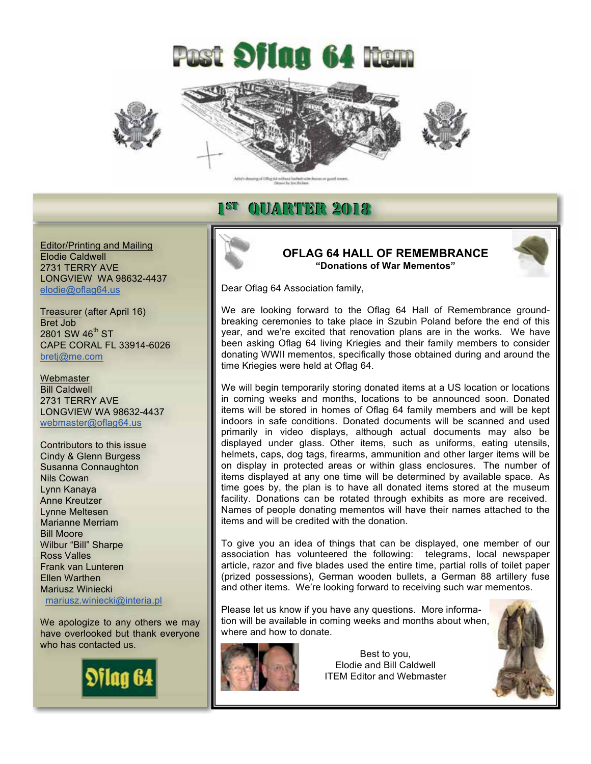# Post Oflag 64 Item

Artist's drawing of Oflag 64 without barbed wire fences or guard towers. Drawn by Jim Bickers

## 1ST QUARTER 2018

Editor/Printing and Mailing
Elodie Caldwell
2731 TERRY AVE
LONGVIEW WA 98632-4437
elodie@oflag64.us

Treasurer (after April 16)
Bret Job
2801 SW 46th ST
CAPE CORAL FL 33914-6026
bretj@me.com

Webmaster
Bill Caldwell
2731 TERRY AVE
LONGVIEW WA 98632-4437
webmaster@oflag64.us

Contributors to this issue
Cindy & Glenn Burgess
Susanna Connaughton
Nils Cowan
Lynn Kanaya
Anne Kreutzer
Lynne Meltesen
Marianne Merriam
Bill Moore
Wilbur "Bill" Sharpe
Ross Valles
Frank van Lunteren
Ellen Warthen
Mariusz Winiecki
mariusz.winiecki@interia.pl

We apologize to any others we may have overlooked but thank everyone who has contacted us.

Oflag 64

### OFLAG 64 HALL OF REMEMBRANCE

**"Donations of War Mementos"**

Dear Oflag 64 Association family,

We are looking forward to the Oflag 64 Hall of Remembrance ground-breaking ceremonies to take place in Szubin Poland before the end of this year, and we're excited that renovation plans are in the works. We have been asking Oflag 64 living Kriegies and their family members to consider donating WWII mementos, specifically those obtained during and around the time Kriegies were held at Oflag 64.

We will begin temporarily storing donated items at a US location or locations in coming weeks and months, locations to be announced soon. Donated items will be stored in homes of Oflag 64 family members and will be kept indoors in safe conditions. Donated documents will be scanned and used primarily in video displays, although actual documents may also be displayed under glass. Other items, such as uniforms, eating utensils, helmets, caps, dog tags, firearms, ammunition and other larger items will be on display in protected areas or within glass enclosures. The number of items displayed at any one time will be determined by available space. As time goes by, the plan is to have all donated items stored at the museum facility. Donations can be rotated through exhibits as more are received. Names of people donating mementos will have their names attached to the items and will be credited with the donation.

To give you an idea of things that can be displayed, one member of our association has volunteered the following: telegrams, local newspaper article, razor and five blades used the entire time, partial rolls of toilet paper (prized possessions), German wooden bullets, a German 88 artillery fuse and other items. We're looking forward to receiving such war mementos.

Please let us know if you have any questions. More information will be available in coming weeks and months about when, where and how to donate.

Best to you,
Elodie and Bill Caldwell
ITEM Editor and Webmaster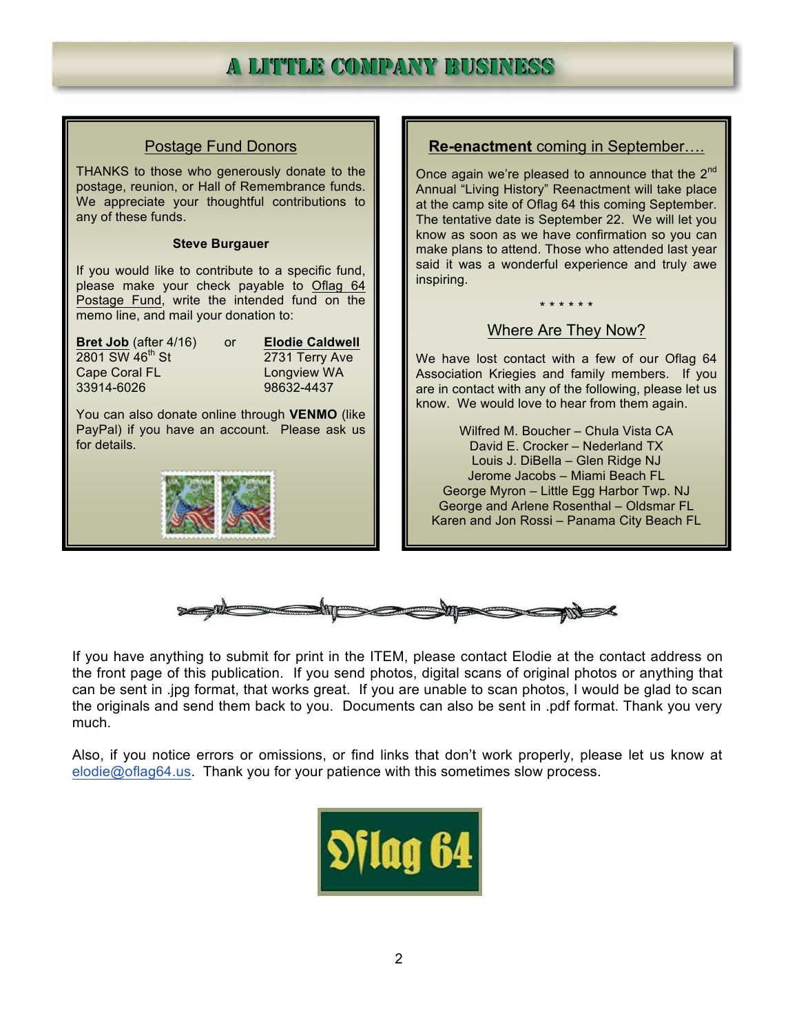# A LITTLE COMPANY BUSINESS

## Postage Fund Donors

THANKS to those who generously donate to the postage, reunion, or Hall of Remembrance funds. We appreciate your thoughtful contributions to any of these funds.

**Steve Burgauer**

If you would like to contribute to a specific fund, please make your check payable to Oflag 64 Postage Fund, write the intended fund on the memo line, and mail your donation to:

| **Bret Job** (after 4/16) | or | **Elodie Caldwell** |
|---|---|---|
| 2801 SW 46th St | | 2731 Terry Ave |
| Cape Coral FL | | Longview WA |
| 33914-6026 | | 98632-4437 |

You can also donate online through **VENMO** (like PayPal) if you have an account. Please ask us for details.

## **Re-enactment** coming in September….

Once again we're pleased to announce that the 2nd Annual "Living History" Reenactment will take place at the camp site of Oflag 64 this coming September. The tentative date is September 22. We will let you know as soon as we have confirmation so you can make plans to attend. Those who attended last year said it was a wonderful experience and truly awe inspiring.

* * * * * *

## Where Are They Now?

We have lost contact with a few of our Oflag 64 Association Kriegies and family members. If you are in contact with any of the following, please let us know. We would love to hear from them again.

Wilfred M. Boucher – Chula Vista CA
David E. Crocker – Nederland TX
Louis J. DiBella – Glen Ridge NJ
Jerome Jacobs – Miami Beach FL
George Myron – Little Egg Harbor Twp. NJ
George and Arlene Rosenthal – Oldsmar FL
Karen and Jon Rossi – Panama City Beach FL

If you have anything to submit for print in the ITEM, please contact Elodie at the contact address on the front page of this publication. If you send photos, digital scans of original photos or anything that can be sent in .jpg format, that works great. If you are unable to scan photos, I would be glad to scan the originals and send them back to you. Documents can also be sent in .pdf format. Thank you very much.

Also, if you notice errors or omissions, or find links that don't work properly, please let us know at elodie@oflag64.us. Thank you for your patience with this sometimes slow process.

Oflag 64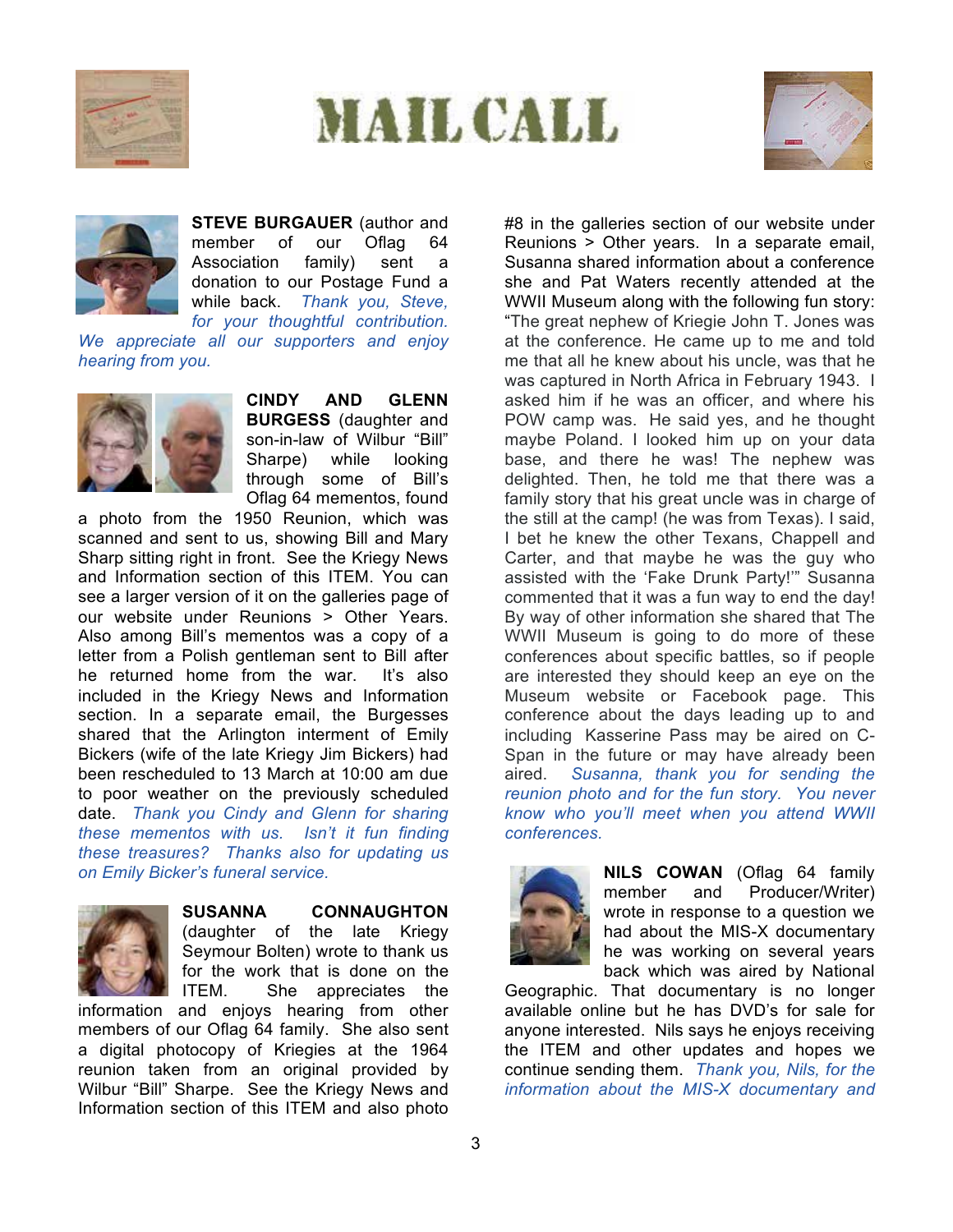# MAIL CALL

**STEVE BURGAUER** (author and member of our Oflag 64 Association family) sent a donation to our Postage Fund a while back. *Thank you, Steve, for your thoughtful contribution. We appreciate all our supporters and enjoy hearing from you.*

**CINDY AND GLENN BURGESS** (daughter and son-in-law of Wilbur "Bill" Sharpe) while looking through some of Bill's Oflag 64 mementos, found a photo from the 1950 Reunion, which was scanned and sent to us, showing Bill and Mary Sharp sitting right in front. See the Kriegy News and Information section of this ITEM. You can see a larger version of it on the galleries page of our website under Reunions > Other Years. Also among Bill's mementos was a copy of a letter from a Polish gentleman sent to Bill after he returned home from the war. It's also included in the Kriegy News and Information section. In a separate email, the Burgesses shared that the Arlington interment of Emily Bickers (wife of the late Kriegy Jim Bickers) had been rescheduled to 13 March at 10:00 am due to poor weather on the previously scheduled date. *Thank you Cindy and Glenn for sharing these mementos with us. Isn't it fun finding these treasures? Thanks also for updating us on Emily Bicker's funeral service.*

**SUSANNA CONNAUGHTON** (daughter of the late Kriegy Seymour Bolten) wrote to thank us for the work that is done on the ITEM. She appreciates the information and enjoys hearing from other members of our Oflag 64 family. She also sent a digital photocopy of Kriegies at the 1964 reunion taken from an original provided by Wilbur "Bill" Sharpe. See the Kriegy News and Information section of this ITEM and also photo #8 in the galleries section of our website under Reunions > Other years. In a separate email, Susanna shared information about a conference she and Pat Waters recently attended at the WWII Museum along with the following fun story: "The great nephew of Kriegie John T. Jones was at the conference. He came up to me and told me that all he knew about his uncle, was that he was captured in North Africa in February 1943. I asked him if he was an officer, and where his POW camp was. He said yes, and he thought maybe Poland. I looked him up on your data base, and there he was! The nephew was delighted. Then, he told me that there was a family story that his great uncle was in charge of the still at the camp! (he was from Texas). I said, I bet he knew the other Texans, Chappell and Carter, and that maybe he was the guy who assisted with the 'Fake Drunk Party!'" Susanna commented that it was a fun way to end the day! By way of other information she shared that The WWII Museum is going to do more of these conferences about specific battles, so if people are interested they should keep an eye on the Museum website or Facebook page. This conference about the days leading up to and including Kasserine Pass may be aired on C-Span in the future or may have already been aired. *Susanna, thank you for sending the reunion photo and for the fun story. You never know who you'll meet when you attend WWII conferences.*

**NILS COWAN** (Oflag 64 family member and Producer/Writer) wrote in response to a question we had about the MIS-X documentary he was working on several years back which was aired by National Geographic. That documentary is no longer available online but he has DVD's for sale for anyone interested. Nils says he enjoys receiving the ITEM and other updates and hopes we continue sending them. *Thank you, Nils, for the information about the MIS-X documentary and*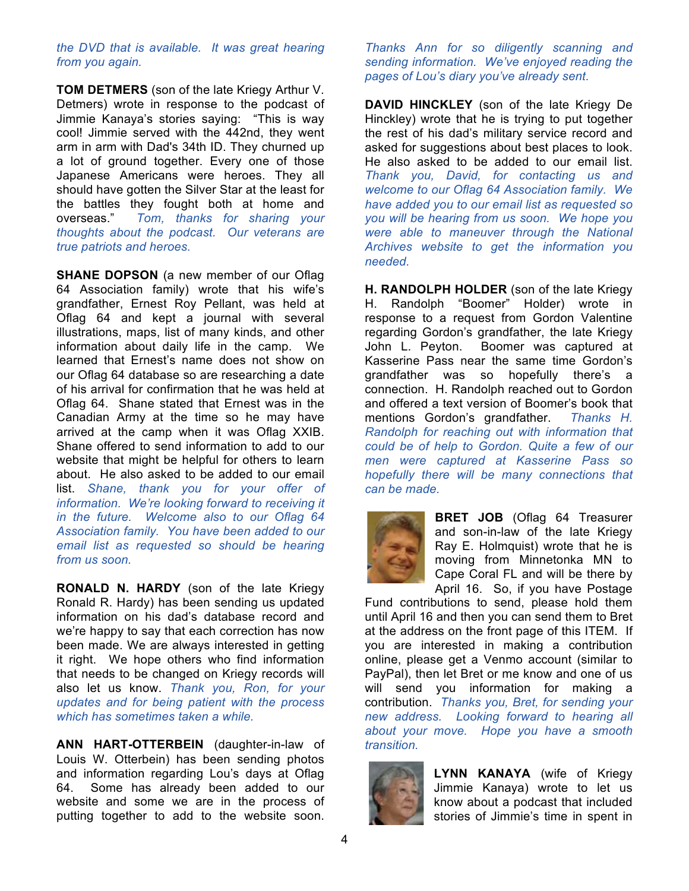*the DVD that is available. It was great hearing from you again.*

**TOM DETMERS** (son of the late Kriegy Arthur V. Detmers) wrote in response to the podcast of Jimmie Kanaya's stories saying: "This is way cool! Jimmie served with the 442nd, they went arm in arm with Dad's 34th ID. They churned up a lot of ground together. Every one of those Japanese Americans were heroes. They all should have gotten the Silver Star at the least for the battles they fought both at home and overseas." *Tom, thanks for sharing your thoughts about the podcast. Our veterans are true patriots and heroes.*

**SHANE DOPSON** (a new member of our Oflag 64 Association family) wrote that his wife's grandfather, Ernest Roy Pellant, was held at Oflag 64 and kept a journal with several illustrations, maps, list of many kinds, and other information about daily life in the camp. We learned that Ernest's name does not show on our Oflag 64 database so are researching a date of his arrival for confirmation that he was held at Oflag 64. Shane stated that Ernest was in the Canadian Army at the time so he may have arrived at the camp when it was Oflag XXIB. Shane offered to send information to add to our website that might be helpful for others to learn about. He also asked to be added to our email list. *Shane, thank you for your offer of information. We're looking forward to receiving it in the future. Welcome also to our Oflag 64 Association family. You have been added to our email list as requested so should be hearing from us soon.*

**RONALD N. HARDY** (son of the late Kriegy Ronald R. Hardy) has been sending us updated information on his dad's database record and we're happy to say that each correction has now been made. We are always interested in getting it right. We hope others who find information that needs to be changed on Kriegy records will also let us know. *Thank you, Ron, for your updates and for being patient with the process which has sometimes taken a while.*

**ANN HART-OTTERBEIN** (daughter-in-law of Louis W. Otterbein) has been sending photos and information regarding Lou's days at Oflag 64. Some has already been added to our website and some we are in the process of putting together to add to the website soon. *Thanks Ann for so diligently scanning and sending information. We've enjoyed reading the pages of Lou's diary you've already sent.*

**DAVID HINCKLEY** (son of the late Kriegy De Hinckley) wrote that he is trying to put together the rest of his dad's military service record and asked for suggestions about best places to look. He also asked to be added to our email list. *Thank you, David, for contacting us and welcome to our Oflag 64 Association family. We have added you to our email list as requested so you will be hearing from us soon. We hope you were able to maneuver through the National Archives website to get the information you needed.*

**H. RANDOLPH HOLDER** (son of the late Kriegy H. Randolph "Boomer" Holder) wrote in response to a request from Gordon Valentine regarding Gordon's grandfather, the late Kriegy John L. Peyton. Boomer was captured at Kasserine Pass near the same time Gordon's grandfather was so hopefully there's a connection. H. Randolph reached out to Gordon and offered a version of Boomer's book that mentions Gordon's grandfather. *Thanks H. Randolph for reaching out with information that could be of help to Gordon. Quite a few of our men were captured at Kasserine Pass so hopefully there will be many connections that can be made.*

**BRET JOB** (Oflag 64 Treasurer and son-in-law of the late Kriegy Ray E. Holmquist) wrote that he is moving from Minnetonka MN to Cape Coral FL and will be there by April 16. So, if you have Postage Fund contributions to send, please hold them until April 16 and then you can send them to Bret at the address on the front page of this ITEM. If you are interested in making a contribution online, please get a Venmo account (similar to PayPal), then let Bret or me know and one of us will send you information for making a contribution. *Thanks you, Bret, for sending your new address. Looking forward to hearing all about your move. Hope you have a smooth transition.*

**LYNN KANAYA** (wife of Kriegy Jimmie Kanaya) wrote to let us know about a podcast that included stories of Jimmie's time in spent in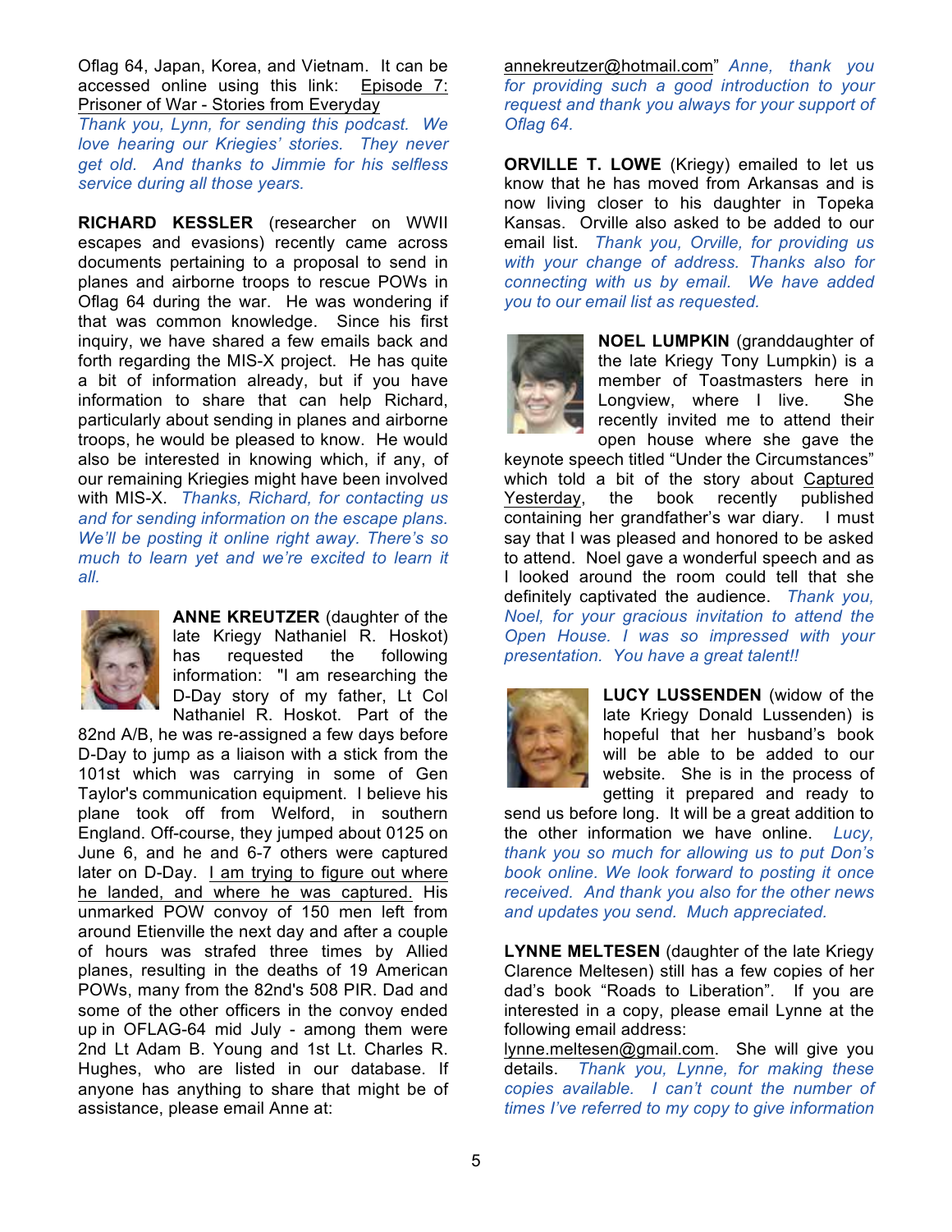Oflag 64, Japan, Korea, and Vietnam. It can be accessed online using this link: Episode 7: Prisoner of War - Stories from Everyday *Thank you, Lynn, for sending this podcast. We love hearing our Kriegies' stories. They never get old. And thanks to Jimmie for his selfless service during all those years.*

**RICHARD KESSLER** (researcher on WWII escapes and evasions) recently came across documents pertaining to a proposal to send in planes and airborne troops to rescue POWs in Oflag 64 during the war. He was wondering if that was common knowledge. Since his first inquiry, we have shared a few emails back and forth regarding the MIS-X project. He has quite a bit of information already, but if you have information to share that can help Richard, particularly about sending in planes and airborne troops, he would be pleased to know. He would also be interested in knowing which, if any, of our remaining Kriegies might have been involved with MIS-X. *Thanks, Richard, for contacting us and for sending information on the escape plans. We'll be posting it online right away. There's so much to learn yet and we're excited to learn it all.*

**ANNE KREUTZER** (daughter of the late Kriegy Nathaniel R. Hoskot) has requested the following information: "I am researching the D-Day story of my father, Lt Col Nathaniel R. Hoskot. Part of the 82nd A/B, he was re-assigned a few days before D-Day to jump as a liaison with a stick from the 101st which was carrying in some of Gen Taylor's communication equipment. I believe his plane took off from Welford, in southern England. Off-course, they jumped about 0125 on June 6, and he and 6-7 others were captured later on D-Day. I am trying to figure out where he landed, and where he was captured. His unmarked POW convoy of 150 men left from around Etienville the next day and after a couple of hours was strafed three times by Allied planes, resulting in the deaths of 19 American POWs, many from the 82nd's 508 PIR. Dad and some of the other officers in the convoy ended up in OFLAG-64 mid July - among them were 2nd Lt Adam B. Young and 1st Lt. Charles R. Hughes, who are listed in our database. If anyone has anything to share that might be of assistance, please email Anne at: annekreutzer@hotmail.com" *Anne, thank you for providing such a good introduction to your request and thank you always for your support of Oflag 64.*

**ORVILLE T. LOWE** (Kriegy) emailed to let us know that he has moved from Arkansas and is now living closer to his daughter in Topeka Kansas. Orville also asked to be added to our email list. *Thank you, Orville, for providing us with your change of address. Thanks also for connecting with us by email. We have added you to our email list as requested.*

**NOEL LUMPKIN** (granddaughter of the late Kriegy Tony Lumpkin) is a member of Toastmasters here in Longview, where I live. She recently invited me to attend their open house where she gave the keynote speech titled "Under the Circumstances" which told a bit of the story about Captured Yesterday, the book recently published containing her grandfather's war diary. I must say that I was pleased and honored to be asked to attend. Noel gave a wonderful speech and as I looked around the room could tell that she definitely captivated the audience. *Thank you, Noel, for your gracious invitation to attend the Open House. I was so impressed with your presentation. You have a great talent!!*

**LUCY LUSSENDEN** (widow of the late Kriegy Donald Lussenden) is hopeful that her husband's book will be able to be added to our website. She is in the process of getting it prepared and ready to send us before long. It will be a great addition to the other information we have online. *Lucy, thank you so much for allowing us to put Don's book online. We look forward to posting it once received. And thank you also for the other news and updates you send. Much appreciated.*

**LYNNE MELTESEN** (daughter of the late Kriegy Clarence Meltesen) still has a few copies of her dad's book "Roads to Liberation". If you are interested in a copy, please email Lynne at the following email address: lynne.meltesen@gmail.com. She will give you details. *Thank you, Lynne, for making these copies available. I can't count the number of times I've referred to my copy to give information*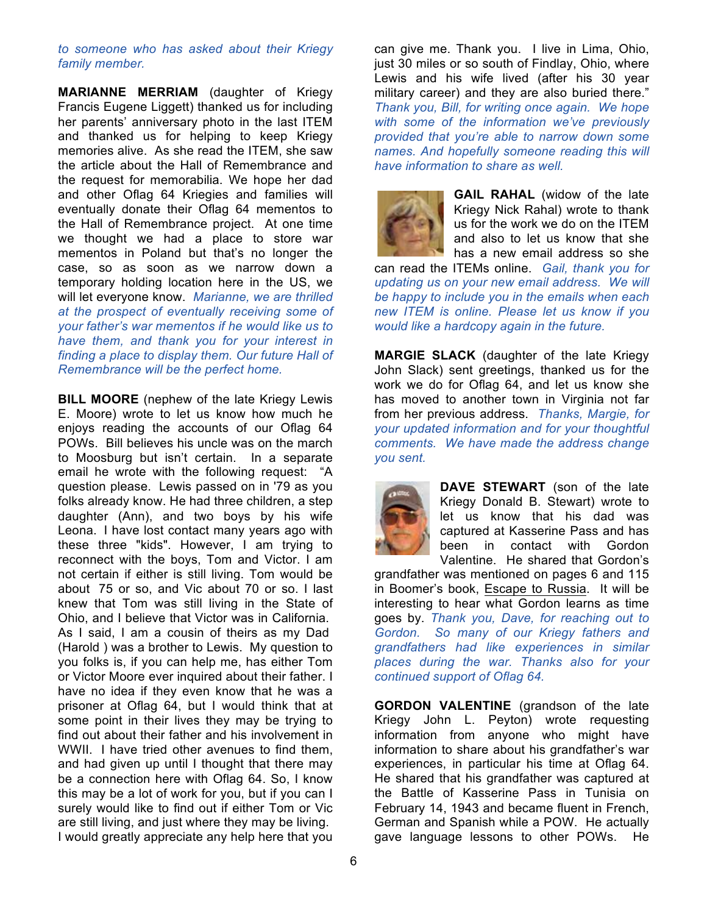*to someone who has asked about their Kriegy family member.*

**MARIANNE MERRIAM** (daughter of Kriegy Francis Eugene Liggett) thanked us for including her parents' anniversary photo in the last ITEM and thanked us for helping to keep Kriegy memories alive. As she read the ITEM, she saw the article about the Hall of Remembrance and the request for memorabilia. We hope her dad and other Oflag 64 Kriegies and families will eventually donate their Oflag 64 mementos to the Hall of Remembrance project. At one time we thought we had a place to store war mementos in Poland but that's no longer the case, so as soon as we narrow down a temporary holding location here in the US, we will let everyone know. *Marianne, we are thrilled at the prospect of eventually receiving some of your father's war mementos if he would like us to have them, and thank you for your interest in finding a place to display them. Our future Hall of Remembrance will be the perfect home.*

**BILL MOORE** (nephew of the late Kriegy Lewis E. Moore) wrote to let us know how much he enjoys reading the accounts of our Oflag 64 POWs. Bill believes his uncle was on the march to Moosburg but isn't certain. In a separate email he wrote with the following request: "A question please. Lewis passed on in '79 as you folks already know. He had three children, a step daughter (Ann), and two boys by his wife Leona. I have lost contact many years ago with these three "kids". However, I am trying to reconnect with the boys, Tom and Victor. I am not certain if either is still living. Tom would be about 75 or so, and Vic about 70 or so. I last knew that Tom was still living in the State of Ohio, and I believe that Victor was in California. As I said, I am a cousin of theirs as my Dad (Harold ) was a brother to Lewis. My question to you folks is, if you can help me, has either Tom or Victor Moore ever inquired about their father. I have no idea if they even know that he was a prisoner at Oflag 64, but I would think that at some point in their lives they may be trying to find out about their father and his involvement in WWII. I have tried other avenues to find them, and had given up until I thought that there may be a connection here with Oflag 64. So, I know this may be a lot of work for you, but if you can I surely would like to find out if either Tom or Vic are still living, and just where they may be living. I would greatly appreciate any help here that you can give me. Thank you. I live in Lima, Ohio, just 30 miles or so south of Findlay, Ohio, where Lewis and his wife lived (after his 30 year military career) and they are also buried there." *Thank you, Bill, for writing once again. We hope with some of the information we've previously provided that you're able to narrow down some names. And hopefully someone reading this will have information to share as well.*

**GAIL RAHAL** (widow of the late Kriegy Nick Rahal) wrote to thank us for the work we do on the ITEM and also to let us know that she has a new email address so she can read the ITEMs online. *Gail, thank you for updating us on your new email address. We will be happy to include you in the emails when each new ITEM is online. Please let us know if you would like a hardcopy again in the future.*

**MARGIE SLACK** (daughter of the late Kriegy John Slack) sent greetings, thanked us for the work we do for Oflag 64, and let us know she has moved to another town in Virginia not far from her previous address. *Thanks, Margie, for your updated information and for your thoughtful comments. We have made the address change you sent.*

**DAVE STEWART** (son of the late Kriegy Donald B. Stewart) wrote to let us know that his dad was captured at Kasserine Pass and has been in contact with Gordon Valentine. He shared that Gordon's grandfather was mentioned on pages 6 and 115 in Boomer's book, Escape to Russia. It will be interesting to hear what Gordon learns as time goes by. *Thank you, Dave, for reaching out to Gordon. So many of our Kriegy fathers and grandfathers had like experiences in similar places during the war. Thanks also for your continued support of Oflag 64.*

**GORDON VALENTINE** (grandson of the late Kriegy John L. Peyton) wrote requesting information from anyone who might have information to share about his grandfather's war experiences, in particular his time at Oflag 64. He shared that his grandfather was captured at the Battle of Kasserine Pass in Tunisia on February 14, 1943 and became fluent in French, German and Spanish while a POW. He actually gave language lessons to other POWs. He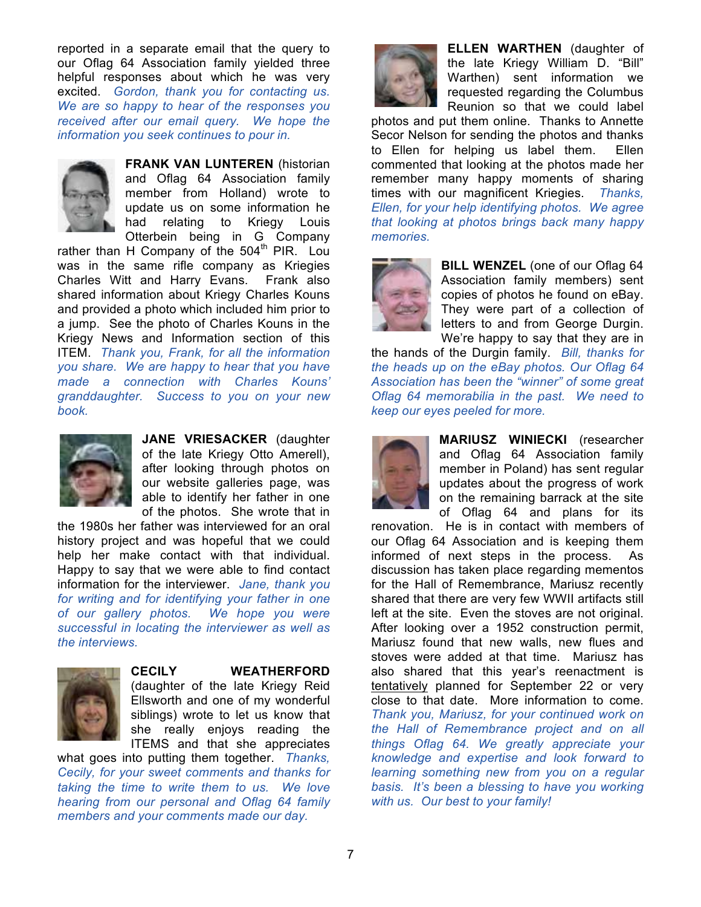reported in a separate email that the query to our Oflag 64 Association family yielded three helpful responses about which he was very excited. *Gordon, thank you for contacting us. We are so happy to hear of the responses you received after our email query. We hope the information you seek continues to pour in.*

**FRANK VAN LUNTEREN** (historian and Oflag 64 Association family member from Holland) wrote to update us on some information he had relating to Kriegy Louis Otterbein being in G Company rather than H Company of the 504th PIR. Lou was in the same rifle company as Kriegies Charles Witt and Harry Evans. Frank also shared information about Kriegy Charles Kouns and provided a photo which included him prior to a jump. See the photo of Charles Kouns in the Kriegy News and Information section of this ITEM. *Thank you, Frank, for all the information you share. We are happy to hear that you have made a connection with Charles Kouns' granddaughter. Success to you on your new book.*

**JANE VRIESACKER** (daughter of the late Kriegy Otto Amerell), after looking through photos on our website galleries page, was able to identify her father in one of the photos. She wrote that in the 1980s her father was interviewed for an oral history project and was hopeful that we could help her make contact with that individual. Happy to say that we were able to find contact information for the interviewer. *Jane, thank you for writing and for identifying your father in one of our gallery photos. We hope you were successful in locating the interviewer as well as the interviews.*

**CECILY WEATHERFORD** (daughter of the late Kriegy Reid Ellsworth and one of my wonderful siblings) wrote to let us know that she really enjoys reading the ITEMS and that she appreciates what goes into putting them together. *Thanks, Cecily, for your sweet comments and thanks for taking the time to write them to us. We love hearing from our personal and Oflag 64 family members and your comments made our day.*

**ELLEN WARTHEN** (daughter of the late Kriegy William D. "Bill" Warthen) sent information we requested regarding the Columbus Reunion so that we could label photos and put them online. Thanks to Annette Secor Nelson for sending the photos and thanks to Ellen for helping us label them. Ellen commented that looking at the photos made her remember many happy moments of sharing times with our magnificent Kriegies. *Thanks, Ellen, for your help identifying photos. We agree that looking at photos brings back many happy memories.*

**BILL WENZEL** (one of our Oflag 64 Association family members) sent copies of photos he found on eBay. They were part of a collection of letters to and from George Durgin. We're happy to say that they are in the hands of the Durgin family. *Bill, thanks for the heads up on the eBay photos. Our Oflag 64 Association has been the "winner" of some great Oflag 64 memorabilia in the past. We need to keep our eyes peeled for more.*

**MARIUSZ WINIECKI** (researcher and Oflag 64 Association family member in Poland) has sent regular updates about the progress of work on the remaining barrack at the site of Oflag 64 and plans for its renovation. He is in contact with members of our Oflag 64 Association and is keeping them informed of next steps in the process. As discussion has taken place regarding mementos for the Hall of Remembrance, Mariusz recently shared that there are very few WWII artifacts still left at the site. Even the stoves are not original. After looking over a 1952 construction permit, Mariusz found that new walls, new flues and stoves were added at that time. Mariusz has also shared that this year's reenactment is <u>tentatively</u> planned for September 22 or very close to that date. More information to come. *Thank you, Mariusz, for your continued work on the Hall of Remembrance project and on all things Oflag 64. We greatly appreciate your knowledge and expertise and look forward to learning something new from you on a regular basis. It's been a blessing to have you working with us. Our best to your family!*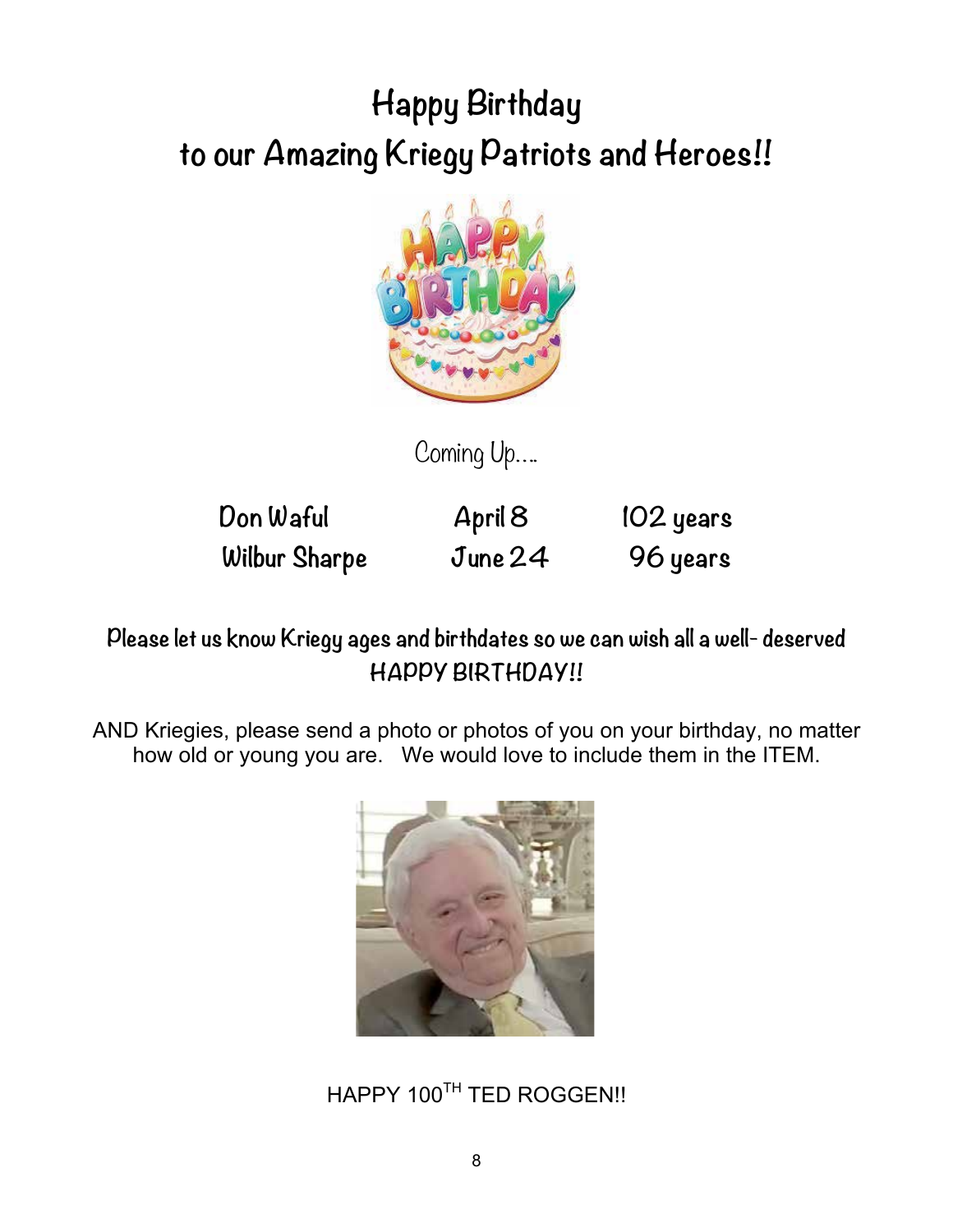# Happy Birthday
# to our Amazing Kriegy Patriots and Heroes!!

Coming Up….

| | | |
|---|---|---|
| Don Waful | April 8 | 102 years |
| Wilbur Sharpe | June 24 | 96 years |

**Please let us know Kriegy ages and birthdates so we can wish all a well- deserved HAPPY BIRTHDAY!!**

AND Kriegies, please send a photo or photos of you on your birthday, no matter how old or young you are. We would love to include them in the ITEM.

HAPPY 100TH TED ROGGEN!!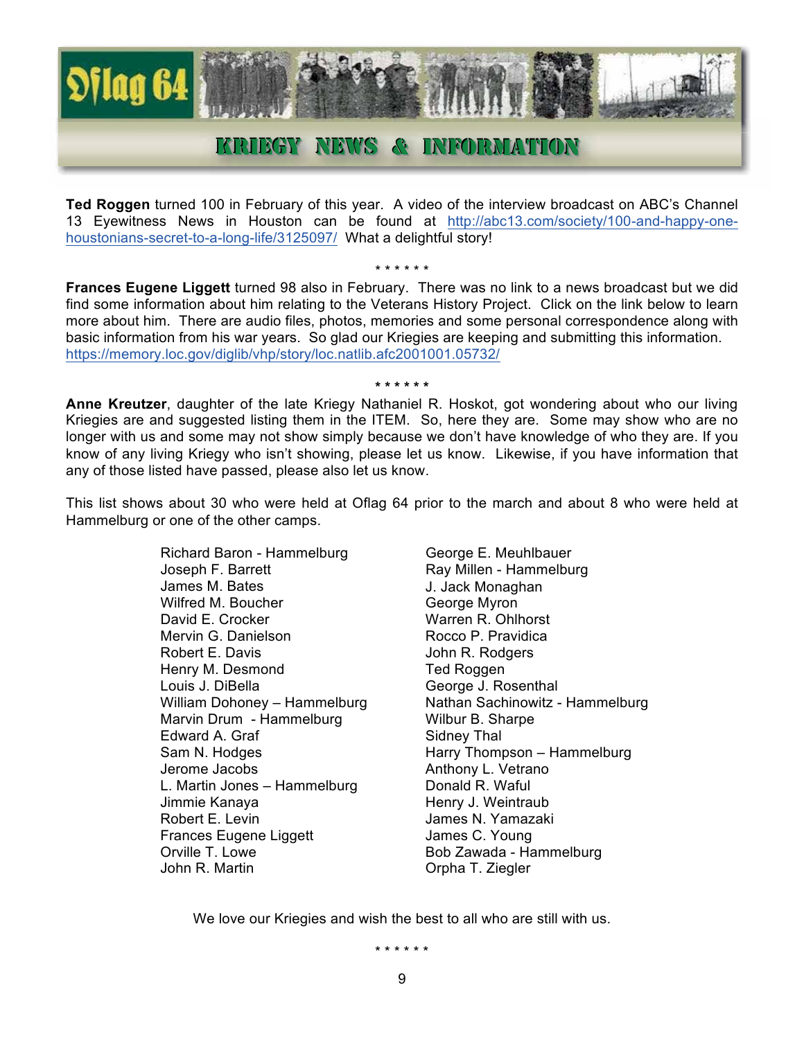# KRIEGY NEWS & INFORMATION

**Ted Roggen** turned 100 in February of this year. A video of the interview broadcast on ABC's Channel 13 Eyewitness News in Houston can be found at http://abc13.com/society/100-and-happy-one-houstonians-secret-to-a-long-life/3125097/ What a delightful story!

\* \* \* \* \* \*

**Frances Eugene Liggett** turned 98 also in February. There was no link to a news broadcast but we did find some information about him relating to the Veterans History Project. Click on the link below to learn more about him. There are audio files, photos, memories and some personal correspondence along with basic information from his war years. So glad our Kriegies are keeping and submitting this information. https://memory.loc.gov/diglib/vhp/story/loc.natlib.afc2001001.05732/

\* \* \* \* \* \*

**Anne Kreutzer**, daughter of the late Kriegy Nathaniel R. Hoskot, got wondering about who our living Kriegies are and suggested listing them in the ITEM. So, here they are. Some may show who are no longer with us and some may not show simply because we don't have knowledge of who they are. If you know of any living Kriegy who isn't showing, please let us know. Likewise, if you have information that any of those listed have passed, please also let us know.

This list shows about 30 who were held at Oflag 64 prior to the march and about 8 who were held at Hammelburg or one of the other camps.

- Richard Baron - Hammelburg
- Joseph F. Barrett
- James M. Bates
- Wilfred M. Boucher
- David E. Crocker
- Mervin G. Danielson
- Robert E. Davis
- Henry M. Desmond
- Louis J. DiBella
- William Dohoney – Hammelburg
- Marvin Drum - Hammelburg
- Edward A. Graf
- Sam N. Hodges
- Jerome Jacobs
- L. Martin Jones – Hammelburg
- Jimmie Kanaya
- Robert E. Levin
- Frances Eugene Liggett
- Orville T. Lowe
- John R. Martin
- George E. Meuhlbauer
- Ray Millen - Hammelburg
- J. Jack Monaghan
- George Myron
- Warren R. Ohlhorst
- Rocco P. Pravidica
- John R. Rodgers
- Ted Roggen
- George J. Rosenthal
- Nathan Sachinowitz - Hammelburg
- Wilbur B. Sharpe
- Sidney Thal
- Harry Thompson – Hammelburg
- Anthony L. Vetrano
- Donald R. Waful
- Henry J. Weintraub
- James N. Yamazaki
- James C. Young
- Bob Zawada - Hammelburg
- Orpha T. Ziegler

We love our Kriegies and wish the best to all who are still with us.

\* \* \* \* \* \*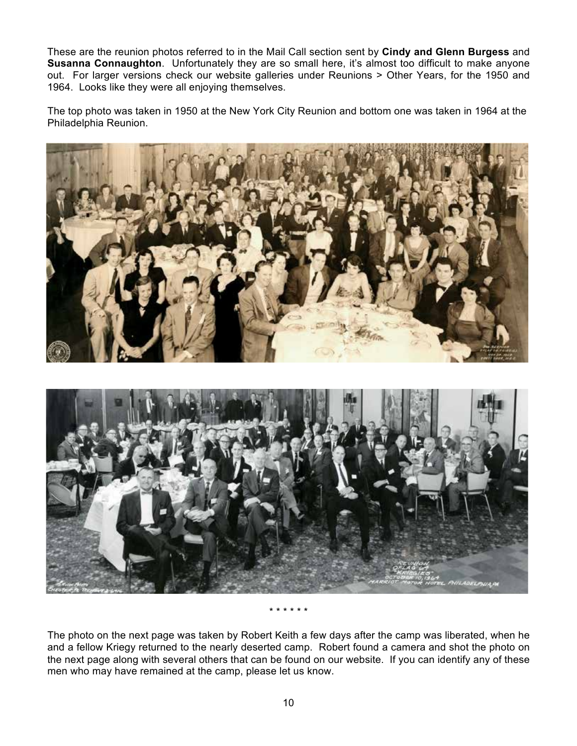These are the reunion photos referred to in the Mail Call section sent by **Cindy and Glenn Burgess** and **Susanna Connaughton**. Unfortunately they are so small here, it's almost too difficult to make anyone out. For larger versions check our website galleries under Reunions > Other Years, for the 1950 and 1964. Looks like they were all enjoying themselves.

The top photo was taken in 1950 at the New York City Reunion and bottom one was taken in 1964 at the Philadelphia Reunion.

\* \* \* \* \* \*

The photo on the next page was taken by Robert Keith a few days after the camp was liberated, when he and a fellow Kriegy returned to the nearly deserted camp. Robert found a camera and shot the photo on the next page along with several others that can be found on our website. If you can identify any of these men who may have remained at the camp, please let us know.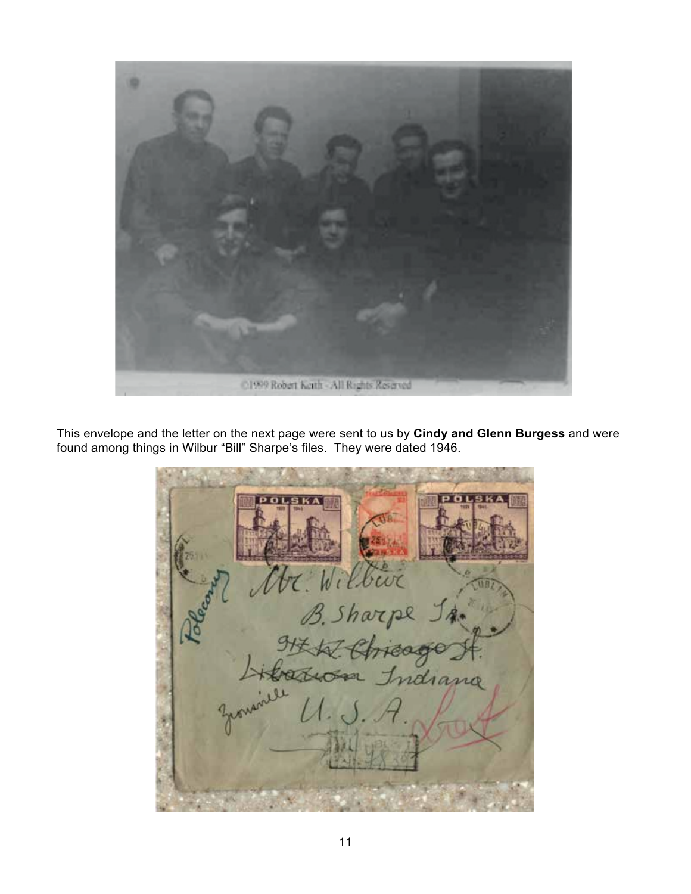©1999 Robert Keith - All Rights Reserved

This envelope and the letter on the next page were sent to us by **Cindy and Glenn Burgess** and were found among things in Wilbur "Bill" Sharpe's files. They were dated 1946.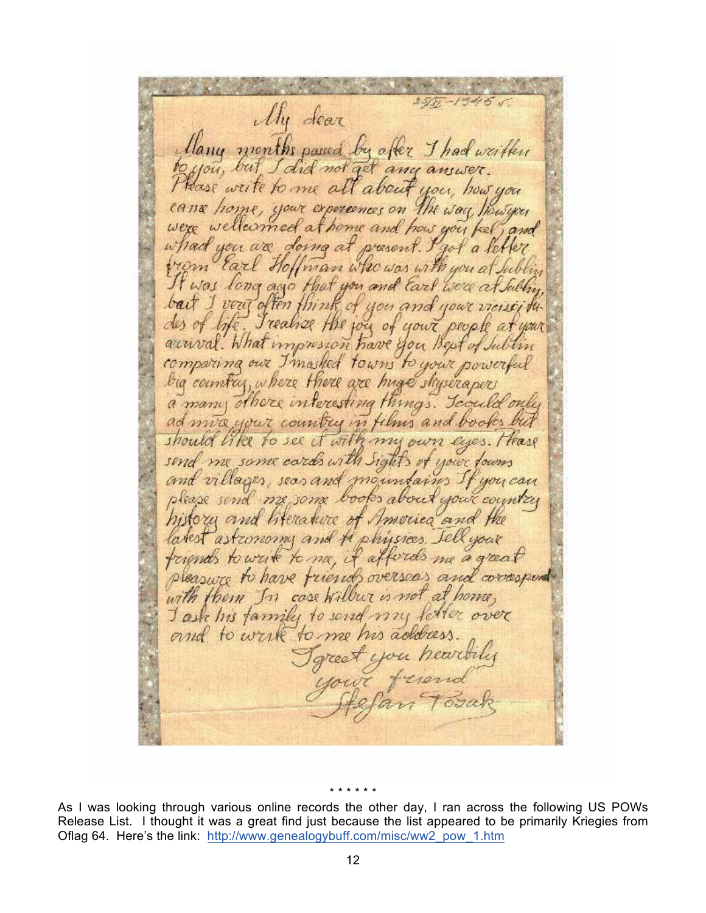25/VI-1946 r.

My dear

Many months passed by after I had written to you, but I did not get any answer. Please write to me all about you, how you came home, your experiences on the way, how you were wellcomed at home and how you feel, and what you are doing at present. I got a letter from Earl Hoffman who was with you at Lublin. It was long ago that you and Earl were at Lublin, but I very often think of you and your vicissitudes of life. I realize the joy of your people at your arrival. What impression have you kept of Lublin comparing our Imashed towns to your powerful big country, where there are huge skyscrapers a many othere interesting things. I could only admire your country in films and books but should like to see it with my own eyes. Please send me some cards with Sights of your towns and villages, seas and mountains. If you can please send me some books about your country history and literature of America and the latest astronomy and the physics. Tell your friends to write to me, it affords me a great pleasure to have friends overseas and correspond with them. In case Wilbur is not at home, I ask his family to send my letter over and to write to me his address.

I greet you heartily
your friend
Stefan Tozak

\* \* \* \* \* \*

As I was looking through various online records the other day, I ran across the following US POWs Release List. I thought it was a great find just because the list appeared to be primarily Kriegies from Oflag 64. Here's the link: [http://www.genealogybuff.com/misc/ww2_pow_1.htm](http://www.genealogybuff.com/misc/ww2_pow_1.htm)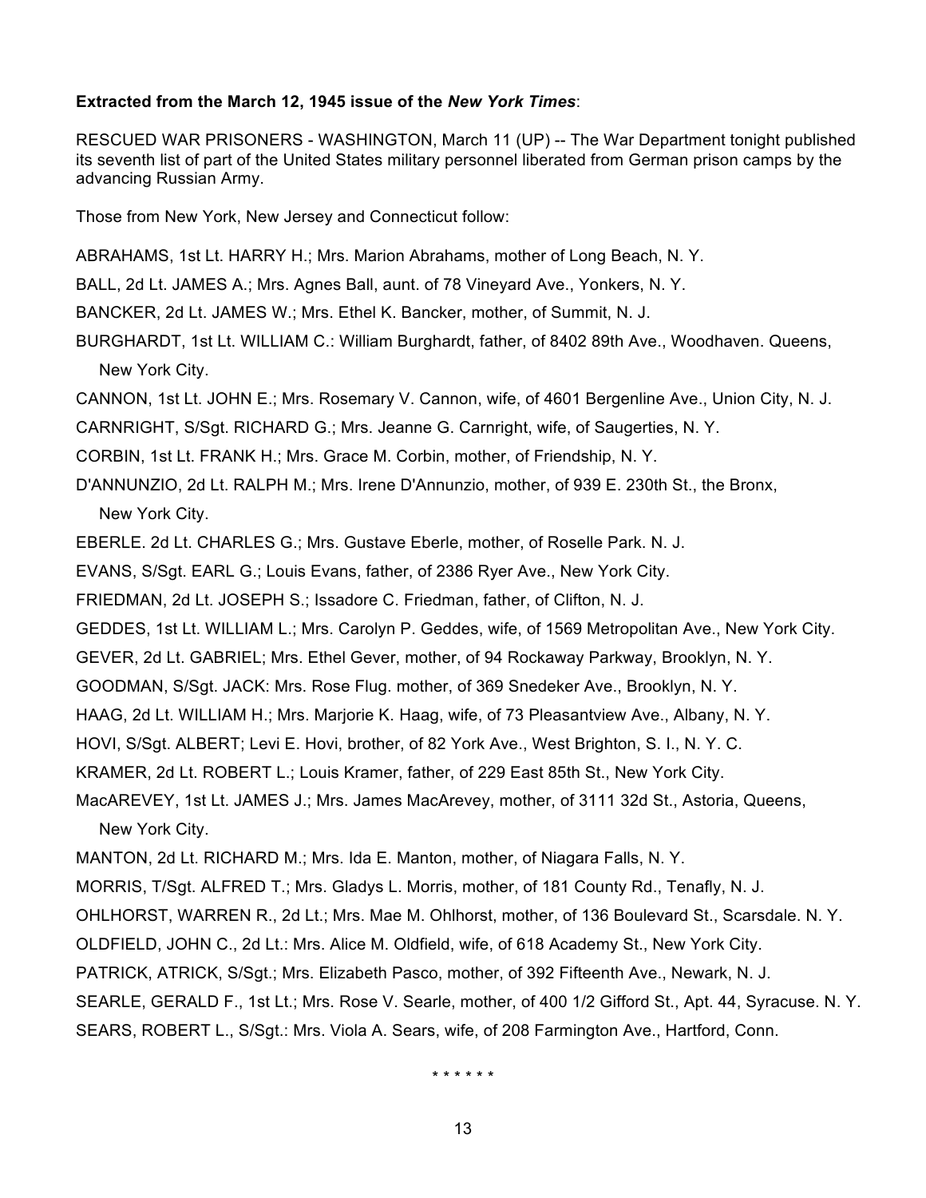**Extracted from the March 12, 1945 issue of the *New York Times***:

RESCUED WAR PRISONERS - WASHINGTON, March 11 (UP) -- The War Department tonight published its seventh list of part of the United States military personnel liberated from German prison camps by the advancing Russian Army.

Those from New York, New Jersey and Connecticut follow:

ABRAHAMS, 1st Lt. HARRY H.; Mrs. Marion Abrahams, mother of Long Beach, N. Y.

BALL, 2d Lt. JAMES A.; Mrs. Agnes Ball, aunt. of 78 Vineyard Ave., Yonkers, N. Y.

BANCKER, 2d Lt. JAMES W.; Mrs. Ethel K. Bancker, mother, of Summit, N. J.

BURGHARDT, 1st Lt. WILLIAM C.: William Burghardt, father, of 8402 89th Ave., Woodhaven. Queens, New York City.

CANNON, 1st Lt. JOHN E.; Mrs. Rosemary V. Cannon, wife, of 4601 Bergenline Ave., Union City, N. J.

CARNRIGHT, S/Sgt. RICHARD G.; Mrs. Jeanne G. Carnright, wife, of Saugerties, N. Y.

CORBIN, 1st Lt. FRANK H.; Mrs. Grace M. Corbin, mother, of Friendship, N. Y.

D'ANNUNZIO, 2d Lt. RALPH M.; Mrs. Irene D'Annunzio, mother, of 939 E. 230th St., the Bronx, New York City.

EBERLE. 2d Lt. CHARLES G.; Mrs. Gustave Eberle, mother, of Roselle Park. N. J.

EVANS, S/Sgt. EARL G.; Louis Evans, father, of 2386 Ryer Ave., New York City.

FRIEDMAN, 2d Lt. JOSEPH S.; Issadore C. Friedman, father, of Clifton, N. J.

GEDDES, 1st Lt. WILLIAM L.; Mrs. Carolyn P. Geddes, wife, of 1569 Metropolitan Ave., New York City.

GEVER, 2d Lt. GABRIEL; Mrs. Ethel Gever, mother, of 94 Rockaway Parkway, Brooklyn, N. Y.

GOODMAN, S/Sgt. JACK: Mrs. Rose Flug. mother, of 369 Snedeker Ave., Brooklyn, N. Y.

HAAG, 2d Lt. WILLIAM H.; Mrs. Marjorie K. Haag, wife, of 73 Pleasantview Ave., Albany, N. Y.

HOVI, S/Sgt. ALBERT; Levi E. Hovi, brother, of 82 York Ave., West Brighton, S. I., N. Y. C.

KRAMER, 2d Lt. ROBERT L.; Louis Kramer, father, of 229 East 85th St., New York City.

MacAREVEY, 1st Lt. JAMES J.; Mrs. James MacArevey, mother, of 3111 32d St., Astoria, Queens, New York City.

MANTON, 2d Lt. RICHARD M.; Mrs. Ida E. Manton, mother, of Niagara Falls, N. Y.

MORRIS, T/Sgt. ALFRED T.; Mrs. Gladys L. Morris, mother, of 181 County Rd., Tenafly, N. J.

OHLHORST, WARREN R., 2d Lt.; Mrs. Mae M. Ohlhorst, mother, of 136 Boulevard St., Scarsdale. N. Y.

OLDFIELD, JOHN C., 2d Lt.: Mrs. Alice M. Oldfield, wife, of 618 Academy St., New York City.

PATRICK, ATRICK, S/Sgt.; Mrs. Elizabeth Pasco, mother, of 392 Fifteenth Ave., Newark, N. J.

SEARLE, GERALD F., 1st Lt.; Mrs. Rose V. Searle, mother, of 400 1/2 Gifford St., Apt. 44, Syracuse. N. Y.

SEARS, ROBERT L., S/Sgt.: Mrs. Viola A. Sears, wife, of 208 Farmington Ave., Hartford, Conn.

\* \* \* \* \* \*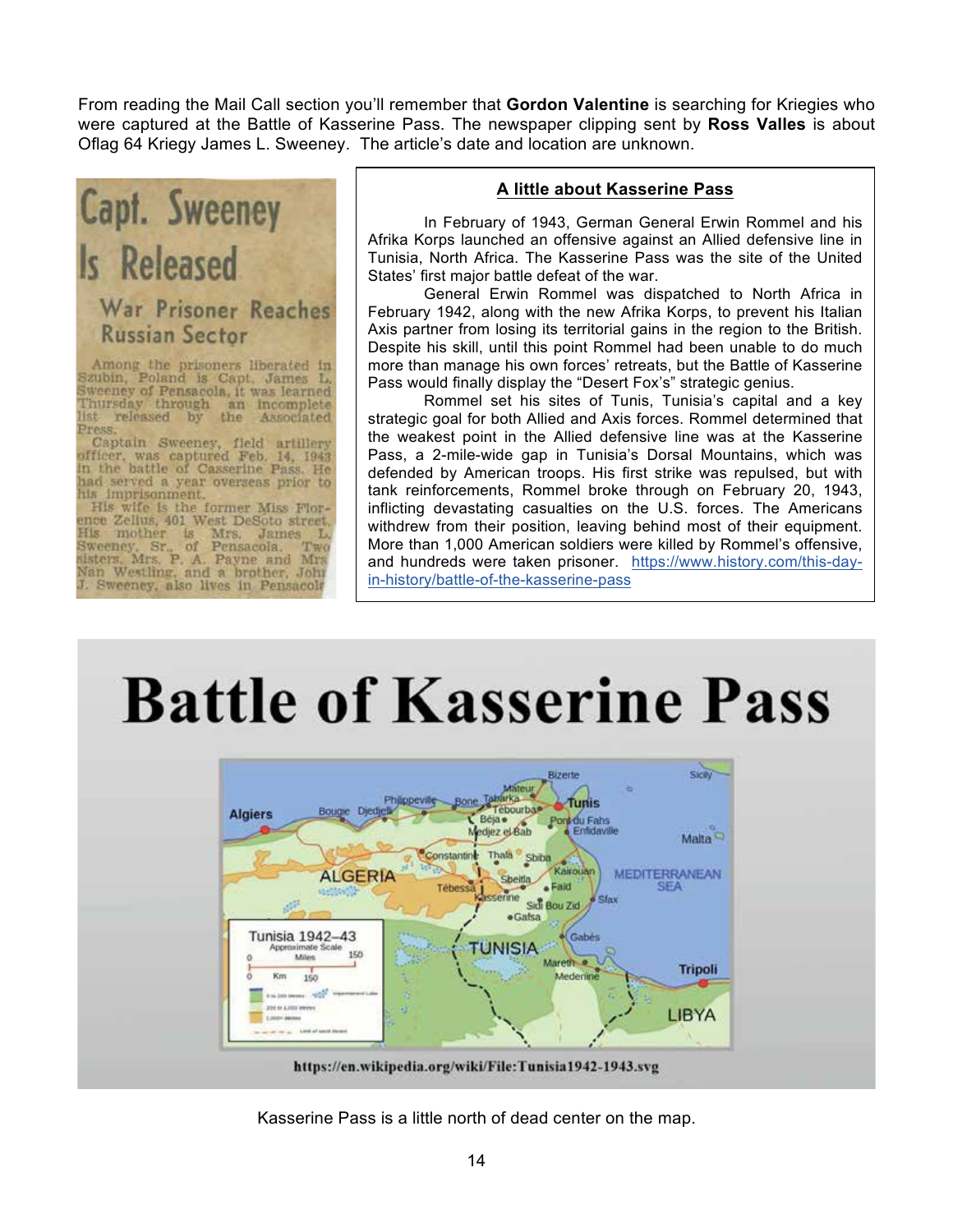From reading the Mail Call section you'll remember that **Gordon Valentine** is searching for Kriegies who were captured at the Battle of Kasserine Pass. The newspaper clipping sent by **Ross Valles** is about Oflag 64 Kriegy James L. Sweeney. The article's date and location are unknown.

## Capt. Sweeney Is Released

### War Prisoner Reaches Russian Sector

Among the prisoners liberated in Szubin, Poland is Capt. James L. Sweeney of Pensacola, it was learned Thursday through an incomplete list released by the Associated Press.

Captain Sweeney, field artillery officer, was captured Feb. 14, 1943 in the battle of Casserine Pass. He had served a year overseas prior to his imprisonment.

His wife is the former Miss Florence Zelius, 401 West DeSoto street. His mother is Mrs. James L. Sweeney, Sr., of Pensacola. Two sisters, Mrs. P. A. Payne and Mrs Nan Westling, and a brother, John J. Sweeney, also lives in Pensacola

### A little about Kasserine Pass

In February of 1943, German General Erwin Rommel and his Afrika Korps launched an offensive against an Allied defensive line in Tunisia, North Africa. The Kasserine Pass was the site of the United States' first major battle defeat of the war.

General Erwin Rommel was dispatched to North Africa in February 1942, along with the new Afrika Korps, to prevent his Italian Axis partner from losing its territorial gains in the region to the British. Despite his skill, until this point Rommel had been unable to do much more than manage his own forces' retreats, but the Battle of Kasserine Pass would finally display the "Desert Fox's" strategic genius.

Rommel set his sites of Tunis, Tunisia's capital and a key strategic goal for both Allied and Axis forces. Rommel determined that the weakest point in the Allied defensive line was at the Kasserine Pass, a 2-mile-wide gap in Tunisia's Dorsal Mountains, which was defended by American troops. His first strike was repulsed, but with tank reinforcements, Rommel broke through on February 20, 1943, inflicting devastating casualties on the U.S. forces. The Americans withdrew from their position, leaving behind most of their equipment. More than 1,000 American soldiers were killed by Rommel's offensive, and hundreds were taken prisoner. https://www.history.com/this-day-in-history/battle-of-the-kasserine-pass

## Battle of Kasserine Pass

https://en.wikipedia.org/wiki/File:Tunisia1942-1943.svg

Kasserine Pass is a little north of dead center on the map.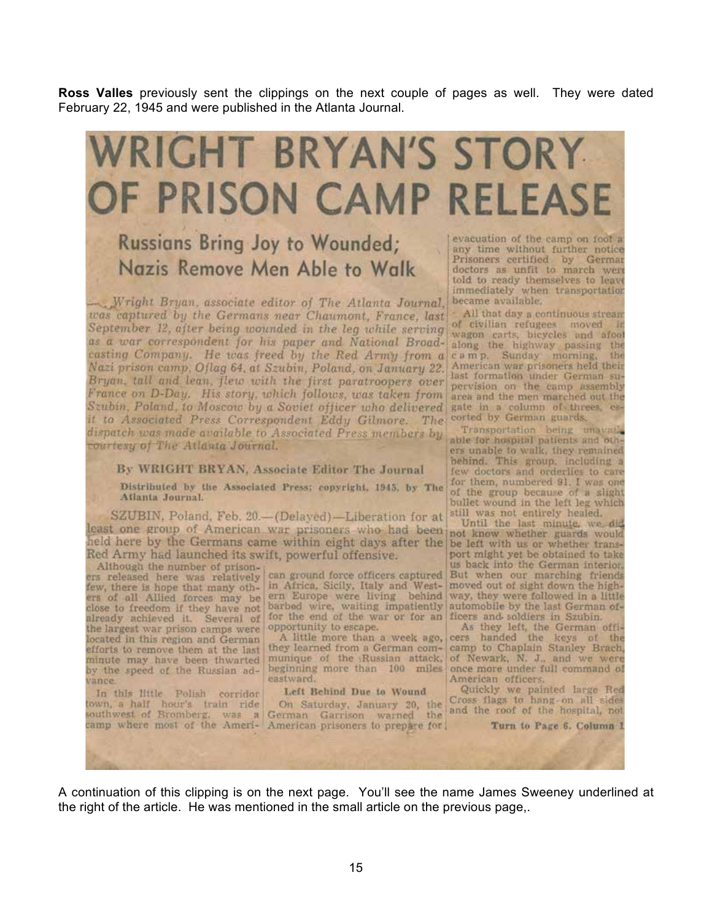**Ross Valles** previously sent the clippings on the next couple of pages as well. They were dated February 22, 1945 and were published in the Atlanta Journal.

# WRIGHT BRYAN'S STORY OF PRISON CAMP RELEASE

## Russians Bring Joy to Wounded; Nazis Remove Men Able to Walk

*Wright Bryan, associate editor of The Atlanta Journal, was captured by the Germans near Chaumont, France, last September 12, after being wounded in the leg while serving as a war correspondent for his paper and National Broadcasting Company. He was freed by the Red Army from a Nazi prison camp, Oflag 64, at Szubin, Poland, on January 22. Bryan, tall and lean, flew with the first paratroopers over France on D-Day. His story, which follows, was taken from Szubin, Poland, to Moscow by a Soviet officer who delivered it to Associated Press Correspondent Eddy Gilmore. The dispatch was made available to Associated Press members by courtesy of The Atlanta Journal.*

By WRIGHT BRYAN, Associate Editor The Journal

Distributed by the Associated Press; copyright, 1945, by The Atlanta Journal.

SZUBIN, Poland, Feb. 20.—(Delayed)—Liberation for at least one group of American war prisoners who had been held here by the Germans came within eight days after the Red Army had launched its swift, powerful offensive.

Although the number of prisoners released here was relatively few, there is hope that many others of all Allied forces may be close to freedom if they have not already achieved it. Several of the largest war prison camps were located in this region and German efforts to remove them at the last minute may have been thwarted by the speed of the Russian advance.

In this little Polish corridor town, a half hour's train ride southwest of Bromberg, was a camp where most of the American ground force officers captured in Africa, Sicily, Italy and Western Europe were living behind barbed wire, waiting impatiently for the end of the war or for an opportunity to escape.

A little more than a week ago, they learned from a German communique of the Russian attack, beginning more than 100 miles eastward.

**Left Behind Due to Wound**

On Saturday, January 20, the German Garrison warned the American prisoners to prepare for evacuation of the camp on foot at any time without further notice. Prisoners certified by German doctors as unfit to march were told to ready themselves to leave immediately when transportation became available.

All that day a continuous stream of civilian refugees moved in wagon carts, bicycles and afoot along the highway passing the camp. Sunday morning, the American war prisoners held their last formation under German supervision on the camp assembly area and the men marched out the gate in a column of threes, escorted by German guards.

Transportation being unavailable for hospital patients and others unable to walk, they remained behind. This group, including a few doctors and orderlies to care for them, numbered 91. I was one of the group because of a slight bullet wound in the left leg which still was not entirely healed.

Until the last minute, we did not know whether guards would be left with us or whether transport might yet be obtained to take us back into the German interior. But when our marching friends moved out of sight down the highway, they were followed in a little automobile by the last German officers and soldiers in Szubin.

As they left, the German officers handed the keys of the camp to Chaplain Stanley Brach, of Newark, N. J., and we were once more under full command of American officers.

Quickly we painted large Red Cross flags to hang on all sides and the roof of the hospital, not

Turn to Page 6, Column 1

A continuation of this clipping is on the next page. You'll see the name James Sweeney underlined at the right of the article. He was mentioned in the small article on the previous page,.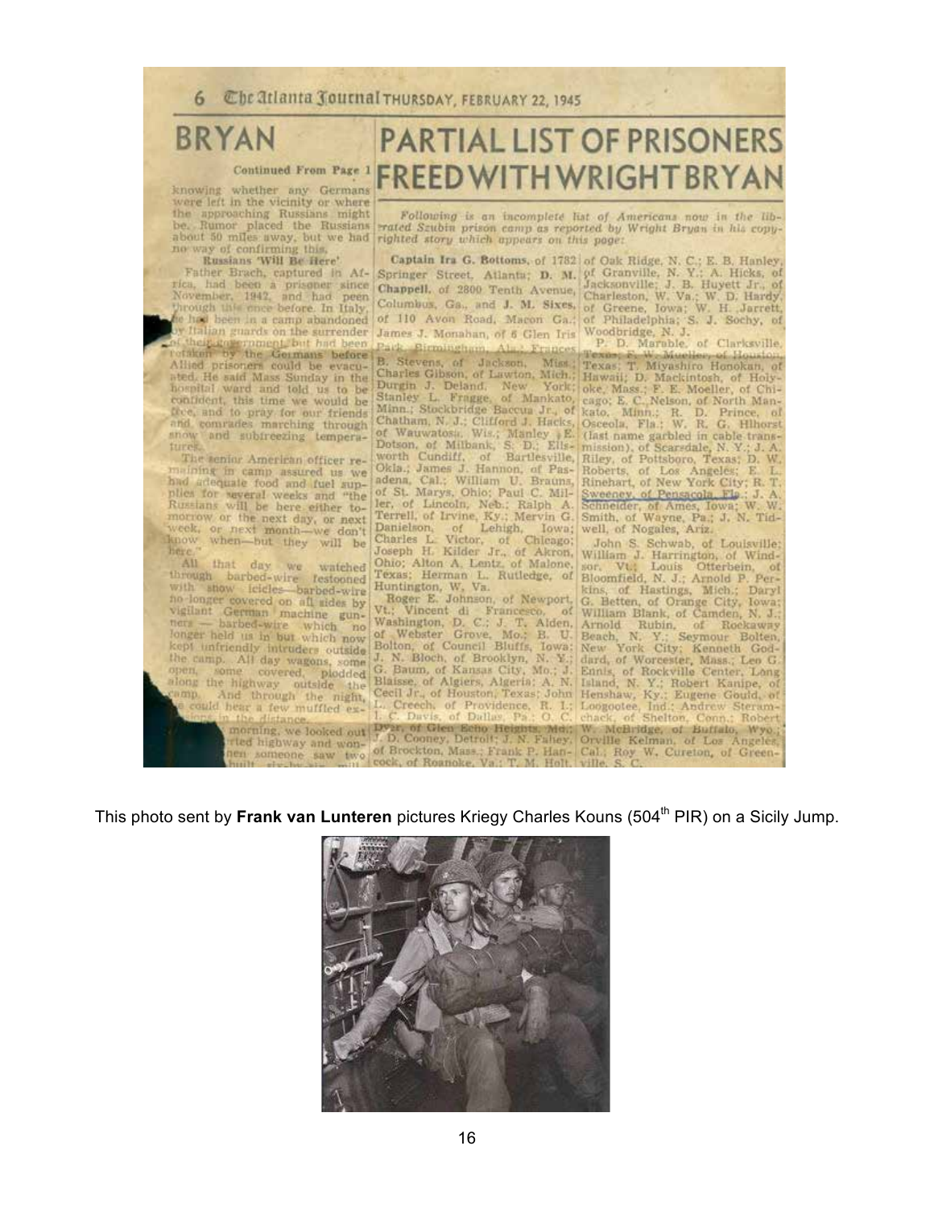6 The Atlanta Journal THURSDAY, FEBRUARY 22, 1945

# BRYAN

**Continued From Page 1**

knowing whether any Germans were left in the vicinity or where the approaching Russians might be. Rumor placed the Russians about 50 miles away, but we had no way of confirming this.

**Russians 'Will Be Here'**

Father Brach, captured in Africa, had been a prisoner since November, 1942, and had been through this once before. In Italy, he had been in a camp abandoned by Italian guards on the surrender of their government, but had been retaken by the Germans before Allied prisoners could be evacuated. He said Mass Sunday in the hospital ward and told us to be confident, this time we would be free, and to pray for our friends and comrades marching through snow and subfreezing temperatures.

The senior American officer remaining in camp assured us we had adequate food and fuel supplies for several weeks and "the Russians will be here either tomorrow or the next day, or next week, or next month—we don't know when—but they will be here."

All that day we watched through barbed-wire festooned with snow icicles—barbed-wire no longer covered on all sides by vigilant German machine gunners — barbed-wire which no longer held us in but which now kept unfriendly intruders outside the camp. All day wagons, some open, some covered, plodded along the highway outside the camp. And through the night, we could hear a few muffled explosions in the distance.

... morning, we looked out ...rted highway and won... ...hen someone saw two ...built ...

# PARTIAL LIST OF PRISONERS FREED WITH WRIGHT BRYAN

*Following is an incomplete list of Americans now in the liberated Szubin prison camp as reported by Wright Bryan in his copyrighted story which appears on this page:*

**Captain Ira G. Bottoms**, of 1782 Springer Street, Atlanta; **D. M. Chappell**, of 2800 Tenth Avenue, Columbus, Ga., and **J. M. Sixes**, of 110 Avon Road, Macon Ga.; James J. Monahan, of 6 Glen Iris Park, Birmingham, Ala.; Frances B. Stevens, of Jackson, Miss.; Charles Gibson, of Lawton, Mich.; Durgin J. Deland, New York; Stanley L. Fragge, of Mankato, Minn.; Stockbridge Baccus Jr., of Chatham, N. J.; Clifford J. Hacks, of Wauwatosa, Wis.; Manley E. Dotson, of Milbank, S. D.; Ellsworth Cundiff, of Bartlesville, Okla.; James J. Hannon, of Pasadena, Cal.; William U. Brauns, of St. Marys, Ohio; Paul C. Miller, of Lincoln, Neb.; Ralph A. Terrell, of Irvine, Ky.; Mervin G. Danielson, of Lehigh, Iowa; Charles L. Victor, of Chicago; Joseph H. Kilder Jr., of Akron, Ohio; Alton A. Lentz, of Malone, Texas; Herman L. Rutledge, of Huntington, W. Va.

Roger E. Johnson, of Newport, Vt.; Vincent di Francesco, of Washington, D. C.; J. T. Alden, of Webster Grove, Mo.; B. U. Bolton, of Council Bluffs, Iowa; J. N. Bloch, of Brooklyn, N. Y.; G. Baum, of Kansas City, Mo.; J. Blaisse, of Algiers, Algeria; A. N. Cecil Jr., of Houston, Texas; John L. Creech, of Providence, R. I.; I. C. Davis, of Dallas, Pa.; O. C. Dyer, of Glen Echo Heights, Md.; J. D. Cooney, Detroit; J. N. Fahey, of Brockton, Mass.; Frank P. Hancock, of Roanoke, Va.; T. M. Holt, of Oak Ridge, N. C.; E. B. Hanley, of Granville, N. Y.; A. Hicks, of Jacksonville; J. B. Huyett Jr., of Charleston, W. Va.; W. D. Hardy, of Greene, Iowa; W. H. Jarrett, of Philadelphia; S. J. Sochy, of Woodbridge, N. J.

P. D. Marable, of Clarksville, Texas; F. W. Mueller, of Houston, Texas; T. Miyashiro Honokan, of Hawaii; D. Mackintosh, of Holyoke, Mass.; F. E. Moeller, of Chicago; E. C. Nelson, of North Mankato, Minn.; R. D. Prince, of Osceola, Fla.; W. R. G. Hlhorst (last name garbled in cable transmission), of Scarsdale, N. Y.; J. A. Riley, of Pottsboro, Texas; D. W. Roberts, of Los Angeles; E. L. Rinehart, of New York City; R. T. Sweeney, of Pensacola, Fla.; J. A. Schneider, of Ames, Iowa; W. W. Smith, of Wayne, Pa.; J. N. Tidwell, of Nogales, Ariz.

John S. Schwab, of Louisville; William J. Harrington, of Windsor, Vt.; Louis Otterbein, of Bloomfield, N. J.; Arnold P. Perkins, of Hastings, Mich.; Daryl G. Betten, of Orange City, Iowa; William Blank, of Camden, N. J.; Arnold Rubin, of Rockaway Beach, N. Y.; Seymour Bolten, New York City; Kenneth Goddard, of Worcester, Mass.; Leo G. Ennis, of Rockville Center, Long Island, N. Y.; Robert Kanipe, of Henshaw, Ky.; Eugene Gould, of Loogootee, Ind.; Andrew Steramchack, of Shelton, Conn.; Robert W. McBridge, of Buffalo, Wyo.; Orville Kelman, of Los Angeles, Cal.; Roy W. Cureton, of Greenville, S. C.

This photo sent by **Frank van Lunteren** pictures Kriegy Charles Kouns (504th PIR) on a Sicily Jump.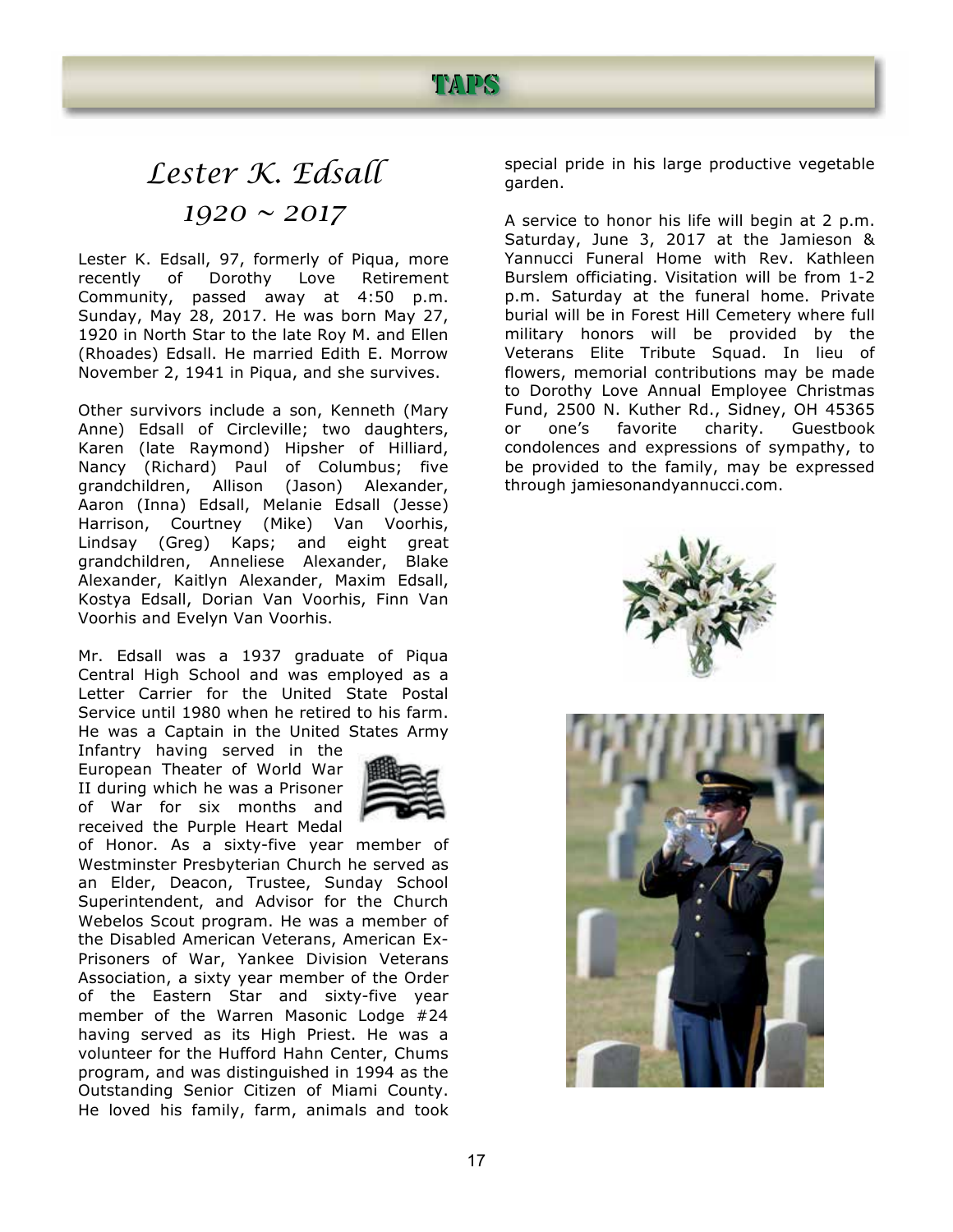# TAPS

## *Lester K. Edsall*
## *1920 ~ 2017*

Lester K. Edsall, 97, formerly of Piqua, more recently of Dorothy Love Retirement Community, passed away at 4:50 p.m. Sunday, May 28, 2017. He was born May 27, 1920 in North Star to the late Roy M. and Ellen (Rhoades) Edsall. He married Edith E. Morrow November 2, 1941 in Piqua, and she survives.

Other survivors include a son, Kenneth (Mary Anne) Edsall of Circleville; two daughters, Karen (late Raymond) Hipsher of Hilliard, Nancy (Richard) Paul of Columbus; five grandchildren, Allison (Jason) Alexander, Aaron (Inna) Edsall, Melanie Edsall (Jesse) Harrison, Courtney (Mike) Van Voorhis, Lindsay (Greg) Kaps; and eight great grandchildren, Anneliese Alexander, Blake Alexander, Kaitlyn Alexander, Maxim Edsall, Kostya Edsall, Dorian Van Voorhis, Finn Van Voorhis and Evelyn Van Voorhis.

Mr. Edsall was a 1937 graduate of Piqua Central High School and was employed as a Letter Carrier for the United State Postal Service until 1980 when he retired to his farm. He was a Captain in the United States Army Infantry having served in the European Theater of World War II during which he was a Prisoner of War for six months and received the Purple Heart Medal of Honor. As a sixty-five year member of Westminster Presbyterian Church he served as an Elder, Deacon, Trustee, Sunday School Superintendent, and Advisor for the Church Webelos Scout program. He was a member of the Disabled American Veterans, American Ex-Prisoners of War, Yankee Division Veterans Association, a sixty year member of the Order of the Eastern Star and sixty-five year member of the Warren Masonic Lodge #24 having served as its High Priest. He was a volunteer for the Hufford Hahn Center, Chums program, and was distinguished in 1994 as the Outstanding Senior Citizen of Miami County. He loved his family, farm, animals and took special pride in his large productive vegetable garden.

A service to honor his life will begin at 2 p.m. Saturday, June 3, 2017 at the Jamieson & Yannucci Funeral Home with Rev. Kathleen Burslem officiating. Visitation will be from 1-2 p.m. Saturday at the funeral home. Private burial will be in Forest Hill Cemetery where full military honors will be provided by the Veterans Elite Tribute Squad. In lieu of flowers, memorial contributions may be made to Dorothy Love Annual Employee Christmas Fund, 2500 N. Kuther Rd., Sidney, OH 45365 or one's favorite charity. Guestbook condolences and expressions of sympathy, to be provided to the family, may be expressed through jamiesonandyannucci.com.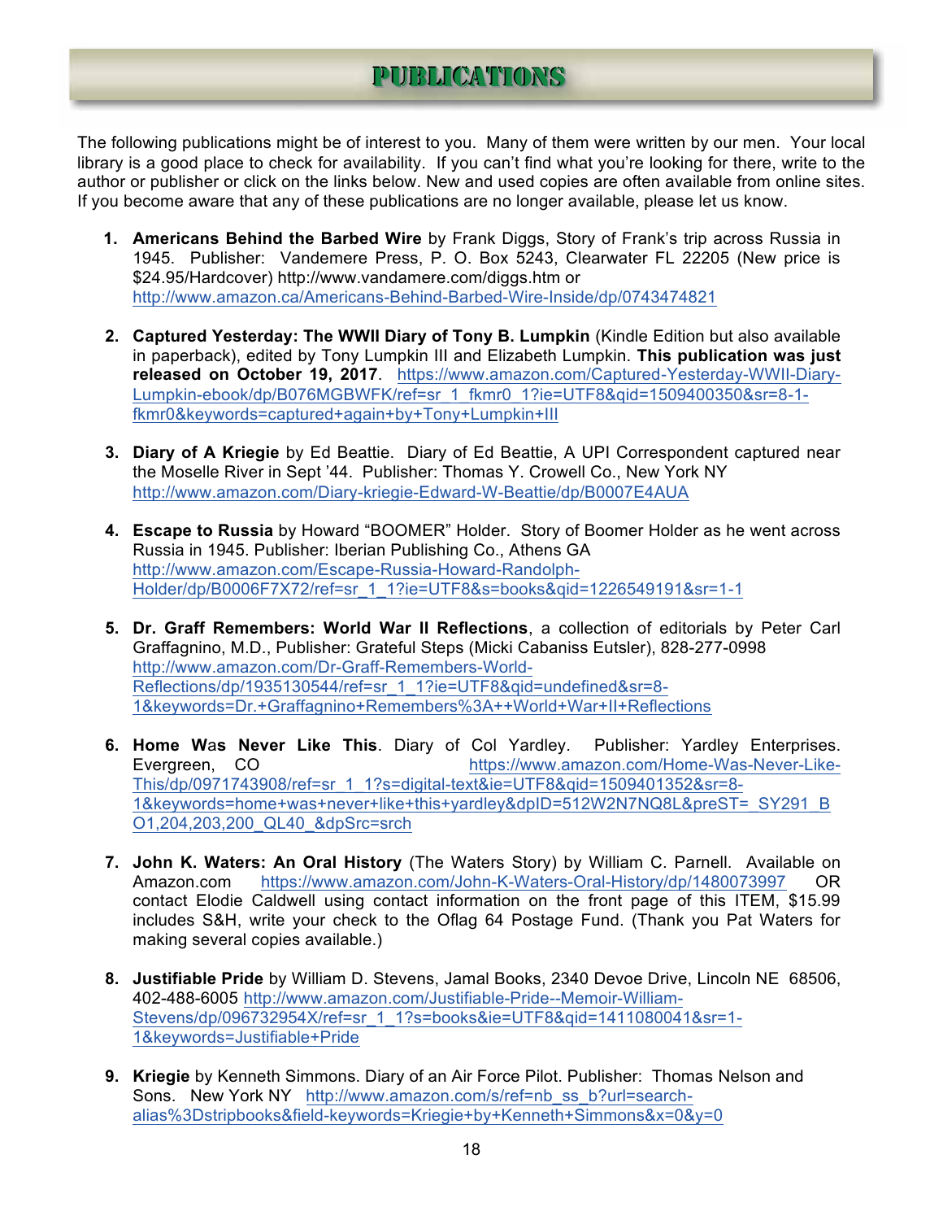# PUBLICATIONS

The following publications might be of interest to you. Many of them were written by our men. Your local library is a good place to check for availability. If you can't find what you're looking for there, write to the author or publisher or click on the links below. New and used copies are often available from online sites. If you become aware that any of these publications are no longer available, please let us know.

1. **Americans Behind the Barbed Wire** by Frank Diggs, Story of Frank's trip across Russia in 1945. Publisher: Vandemere Press, P. O. Box 5243, Clearwater FL 22205 (New price is $24.95/Hardcover) http://www.vandamere.com/diggs.htm or http://www.amazon.ca/Americans-Behind-Barbed-Wire-Inside/dp/0743474821

2. **Captured Yesterday: The WWII Diary of Tony B. Lumpkin** (Kindle Edition but also available in paperback), edited by Tony Lumpkin III and Elizabeth Lumpkin. **This publication was just released on October 19, 2017**. https://www.amazon.com/Captured-Yesterday-WWII-Diary-Lumpkin-ebook/dp/B076MGBWFK/ref=sr_1_fkmr0_1?ie=UTF8&qid=1509400350&sr=8-1-fkmr0&keywords=captured+again+by+Tony+Lumpkin+III

3. **Diary of A Kriegie** by Ed Beattie. Diary of Ed Beattie, A UPI Correspondent captured near the Moselle River in Sept '44. Publisher: Thomas Y. Crowell Co., New York NY http://www.amazon.com/Diary-kriegie-Edward-W-Beattie/dp/B0007E4AUA

4. **Escape to Russia** by Howard "BOOMER" Holder. Story of Boomer Holder as he went across Russia in 1945. Publisher: Iberian Publishing Co., Athens GA http://www.amazon.com/Escape-Russia-Howard-Randolph-Holder/dp/B0006F7X72/ref=sr_1_1?ie=UTF8&s=books&qid=1226549191&sr=1-1

5. **Dr. Graff Remembers: World War II Reflections**, a collection of editorials by Peter Carl Graffagnino, M.D., Publisher: Grateful Steps (Micki Cabaniss Eutsler), 828-277-0998 http://www.amazon.com/Dr-Graff-Remembers-World-Reflections/dp/1935130544/ref=sr_1_1?ie=UTF8&qid=undefined&sr=8-1&keywords=Dr.+Graffagnino+Remembers%3A++World+War+II+Reflections

6. **Home Was Never Like This**. Diary of Col Yardley. Publisher: Yardley Enterprises. Evergreen, CO https://www.amazon.com/Home-Was-Never-Like-This/dp/0971743908/ref=sr_1_1?s=digital-text&ie=UTF8&qid=1509401352&sr=8-1&keywords=home+was+never+like+this+yardley&dpID=512W2N7NQ8L&preST=_SY291_BO1,204,203,200_QL40_&dpSrc=srch

7. **John K. Waters: An Oral History** (The Waters Story) by William C. Parnell. Available on Amazon.com https://www.amazon.com/John-K-Waters-Oral-History/dp/1480073997 OR contact Elodie Caldwell using contact information on the front page of this ITEM, $15.99 includes S&H, write your check to the Oflag 64 Postage Fund. (Thank you Pat Waters for making several copies available.)

8. **Justifiable Pride** by William D. Stevens, Jamal Books, 2340 Devoe Drive, Lincoln NE 68506, 402-488-6005 http://www.amazon.com/Justifiable-Pride--Memoir-William-Stevens/dp/096732954X/ref=sr_1_1?s=books&ie=UTF8&qid=1411080041&sr=1-1&keywords=Justifiable+Pride

9. **Kriegie** by Kenneth Simmons. Diary of an Air Force Pilot. Publisher: Thomas Nelson and Sons. New York NY http://www.amazon.com/s/ref=nb_ss_b?url=search-alias%3Dstripbooks&field-keywords=Kriegie+by+Kenneth+Simmons&x=0&y=0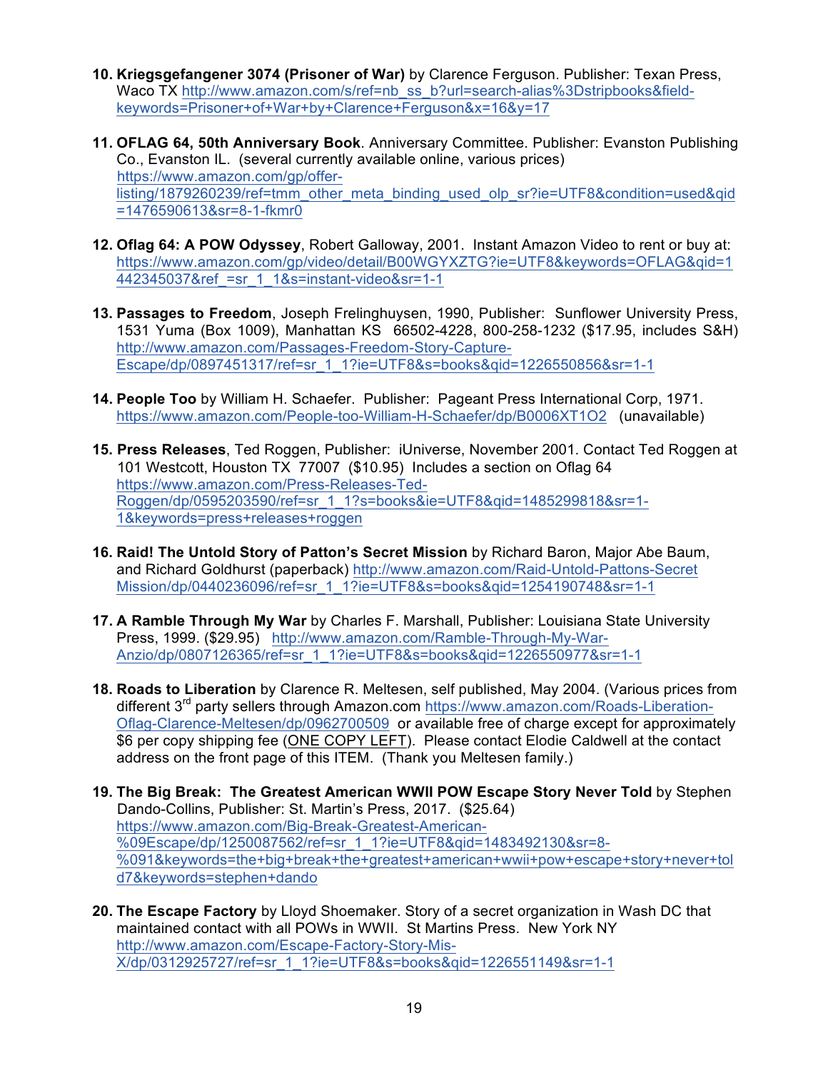10. **Kriegsgefangener 3074 (Prisoner of War)** by Clarence Ferguson. Publisher: Texan Press, Waco TX http://www.amazon.com/s/ref=nb_ss_b?url=search-alias%3Dstripbooks&field-keywords=Prisoner+of+War+by+Clarence+Ferguson&x=16&y=17

11. **OFLAG 64, 50th Anniversary Book**. Anniversary Committee. Publisher: Evanston Publishing Co., Evanston IL. (several currently available online, various prices) https://www.amazon.com/gp/offer-listing/1879260239/ref=tmm_other_meta_binding_used_olp_sr?ie=UTF8&condition=used&qid=1476590613&sr=8-1-fkmr0

12. **Oflag 64: A POW Odyssey**, Robert Galloway, 2001. Instant Amazon Video to rent or buy at: https://www.amazon.com/gp/video/detail/B00WGYXZTG?ie=UTF8&keywords=OFLAG&qid=1442345037&ref_=sr_1_1&s=instant-video&sr=1-1

13. **Passages to Freedom**, Joseph Frelinghuysen, 1990, Publisher: Sunflower University Press, 1531 Yuma (Box 1009), Manhattan KS 66502-4228, 800-258-1232 ($17.95, includes S&H) http://www.amazon.com/Passages-Freedom-Story-Capture-Escape/dp/0897451317/ref=sr_1_1?ie=UTF8&s=books&qid=1226550856&sr=1-1

14. **People Too** by William H. Schaefer. Publisher: Pageant Press International Corp, 1971. https://www.amazon.com/People-too-William-H-Schaefer/dp/B0006XT1O2 (unavailable)

15. **Press Releases**, Ted Roggen, Publisher: iUniverse, November 2001. Contact Ted Roggen at 101 Westcott, Houston TX 77007 ($10.95) Includes a section on Oflag 64 https://www.amazon.com/Press-Releases-Ted-Roggen/dp/0595203590/ref=sr_1_1?s=books&ie=UTF8&qid=1485299818&sr=1-1&keywords=press+releases+roggen

16. **Raid! The Untold Story of Patton's Secret Mission** by Richard Baron, Major Abe Baum, and Richard Goldhurst (paperback) http://www.amazon.com/Raid-Untold-Pattons-Secret Mission/dp/0440236096/ref=sr_1_1?ie=UTF8&s=books&qid=1254190748&sr=1-1

17. **A Ramble Through My War** by Charles F. Marshall, Publisher: Louisiana State University Press, 1999. ($29.95) http://www.amazon.com/Ramble-Through-My-War-Anzio/dp/0807126365/ref=sr_1_1?ie=UTF8&s=books&qid=1226550977&sr=1-1

18. **Roads to Liberation** by Clarence R. Meltesen, self published, May 2004. (Various prices from different 3rd party sellers through Amazon.com https://www.amazon.com/Roads-Liberation-Oflag-Clarence-Meltesen/dp/0962700509 or available free of charge except for approximately $6 per copy shipping fee (ONE COPY LEFT). Please contact Elodie Caldwell at the contact address on the front page of this ITEM. (Thank you Meltesen family.)

19. **The Big Break: The Greatest American WWII POW Escape Story Never Told** by Stephen Dando-Collins, Publisher: St. Martin's Press, 2017. ($25.64) https://www.amazon.com/Big-Break-Greatest-American-%09Escape/dp/1250087562/ref=sr_1_1?ie=UTF8&qid=1483492130&sr=8-%091&keywords=the+big+break+the+greatest+american+wwii+pow+escape+story+never+told7&keywords=stephen+dando

20. **The Escape Factory** by Lloyd Shoemaker. Story of a secret organization in Wash DC that maintained contact with all POWs in WWII. St Martins Press. New York NY http://www.amazon.com/Escape-Factory-Story-Mis-X/dp/0312925727/ref=sr_1_1?ie=UTF8&s=books&qid=1226551149&sr=1-1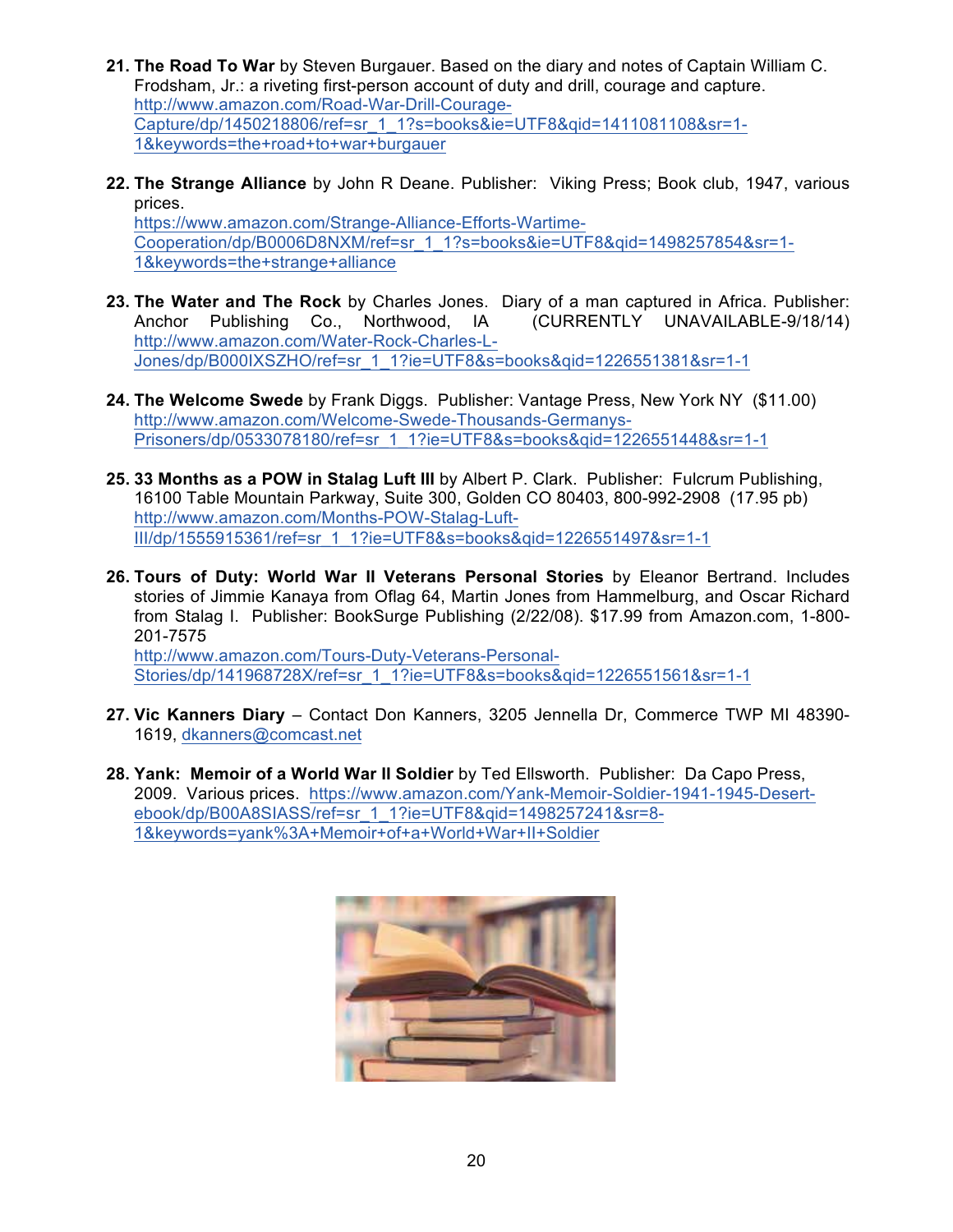21. **The Road To War** by Steven Burgauer. Based on the diary and notes of Captain William C. Frodsham, Jr.: a riveting first-person account of duty and drill, courage and capture. http://www.amazon.com/Road-War-Drill-Courage-Capture/dp/1450218806/ref=sr_1_1?s=books&ie=UTF8&qid=1411081108&sr=1-1&keywords=the+road+to+war+burgauer

22. **The Strange Alliance** by John R Deane. Publisher: Viking Press; Book club, 1947, various prices. https://www.amazon.com/Strange-Alliance-Efforts-Wartime-Cooperation/dp/B0006D8NXM/ref=sr_1_1?s=books&ie=UTF8&qid=1498257854&sr=1-1&keywords=the+strange+alliance

23. **The Water and The Rock** by Charles Jones. Diary of a man captured in Africa. Publisher: Anchor Publishing Co., Northwood, IA (CURRENTLY UNAVAILABLE-9/18/14) http://www.amazon.com/Water-Rock-Charles-L-Jones/dp/B000IXSZHO/ref=sr_1_1?ie=UTF8&s=books&qid=1226551381&sr=1-1

24. **The Welcome Swede** by Frank Diggs. Publisher: Vantage Press, New York NY ($11.00) http://www.amazon.com/Welcome-Swede-Thousands-Germanys-Prisoners/dp/0533078180/ref=sr_1_1?ie=UTF8&s=books&qid=1226551448&sr=1-1

25. **33 Months as a POW in Stalag Luft III** by Albert P. Clark. Publisher: Fulcrum Publishing, 16100 Table Mountain Parkway, Suite 300, Golden CO 80403, 800-992-2908 (17.95 pb) http://www.amazon.com/Months-POW-Stalag-Luft-III/dp/1555915361/ref=sr_1_1?ie=UTF8&s=books&qid=1226551497&sr=1-1

26. **Tours of Duty: World War II Veterans Personal Stories** by Eleanor Bertrand. Includes stories of Jimmie Kanaya from Oflag 64, Martin Jones from Hammelburg, and Oscar Richard from Stalag I. Publisher: BookSurge Publishing (2/22/08). $17.99 from Amazon.com, 1-800-201-7575 http://www.amazon.com/Tours-Duty-Veterans-Personal-Stories/dp/141968728X/ref=sr_1_1?ie=UTF8&s=books&qid=1226551561&sr=1-1

27. **Vic Kanners Diary** – Contact Don Kanners, 3205 Jennella Dr, Commerce TWP MI 48390-1619, dkanners@comcast.net

28. **Yank: Memoir of a World War II Soldier** by Ted Ellsworth. Publisher: Da Capo Press, 2009. Various prices. https://www.amazon.com/Yank-Memoir-Soldier-1941-1945-Desert-ebook/dp/B00A8SIASS/ref=sr_1_1?ie=UTF8&qid=1498257241&sr=8-1&keywords=yank%3A+Memoir+of+a+World+War+II+Soldier